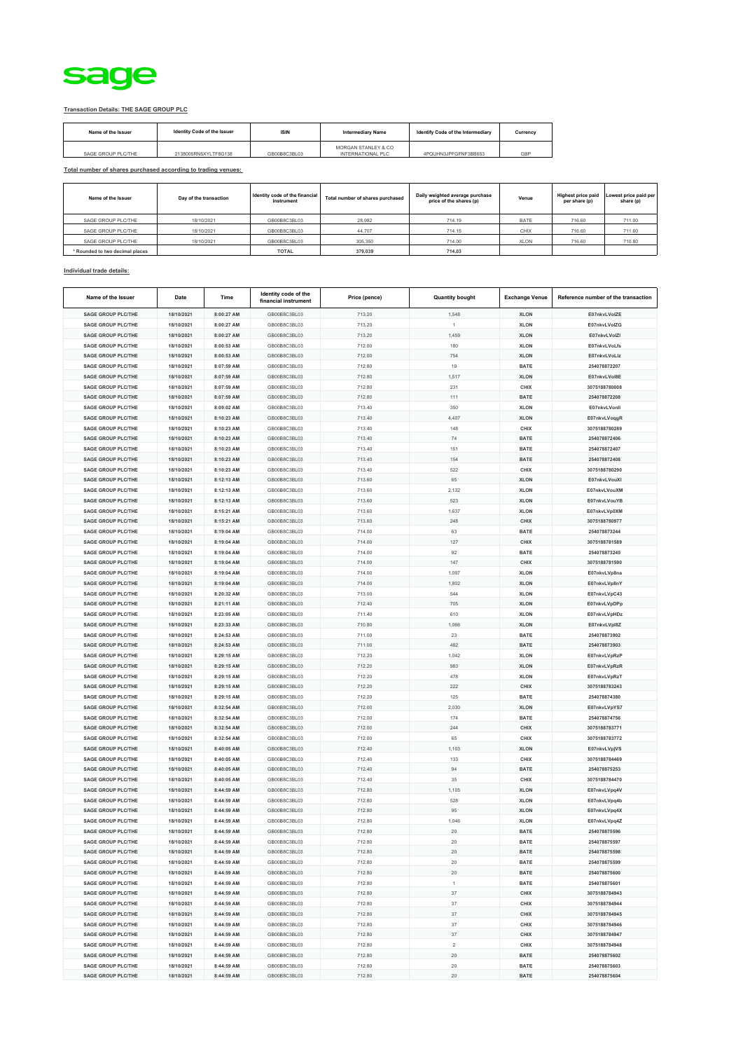sage

**Transaction Details: THE SAGE GROUP PLC**

| Name of the Issuer | Identity Code of the Issuer | ISIN | Intermediary Name | Identify Code of the Intermediary | Currency |
|---|---|---|---|---|---|
| SAGE GROUP PLC/THE | 2138005RN5XYLTF8G138 | GB00B8C3BL03 | MORGAN STANLEY & CO INTERNATIONAL PLC | 4PQUHN3JPFGFNF3BB653 | GBP |

**Total number of shares purchased according to trading venues:**

| Name of the Issuer | Day of the transaction | Identity code of the financial instrument | Total number of shares purchased | Daily weighted average purchase price of the shares (p) | Venue | Highest price paid per share (p) | Lowest price paid per share (p) |
|---|---|---|---|---|---|---|---|
| SAGE GROUP PLC/THE | 18/10/2021 | GB00B8C3BL03 | 28,982 | 714.19 | BATE | 716.60 | 711.00 |
| SAGE GROUP PLC/THE | 18/10/2021 | GB00B8C3BL03 | 44,707 | 714.15 | CHIX | 716.60 | 711.60 |
| SAGE GROUP PLC/THE | 18/10/2021 | GB00B8C3BL03 | 305,350 | 714.00 | XLON | 716.60 | 710.80 |
| * Rounded to two decimal places | | TOTAL | 379,039 | 714.03 | | | |

**Individual trade details:**

| Name of the Issuer | Date | Time | Identity code of the financial instrument | Price (pence) | Quantity bought | Exchange Venue | Reference number of the transaction |
|---|---|---|---|---|---|---|---|
| SAGE GROUP PLC/THE | 18/10/2021 | 8:00:27 AM | GB00B8C3BL03 | 713.20 | 1,548 | XLON | E07nkvLVolZE |
| SAGE GROUP PLC/THE | 18/10/2021 | 8:00:27 AM | GB00B8C3BL03 | 713.20 | 1 | XLON | E07nkvLVolZG |
| SAGE GROUP PLC/THE | 18/10/2021 | 8:00:27 AM | GB00B8C3BL03 | 713.20 | 1,459 | XLON | E07nkvLVolZI |
| SAGE GROUP PLC/THE | 18/10/2021 | 8:00:53 AM | GB00B8C3BL03 | 712.00 | 180 | XLON | E07nkvLVoLfs |
| SAGE GROUP PLC/THE | 18/10/2021 | 8:00:53 AM | GB00B8C3BL03 | 712.00 | 754 | XLON | E07nkvLVoLlz |
| SAGE GROUP PLC/THE | 18/10/2021 | 8:07:59 AM | GB00B8C3BL03 | 712.80 | 19 | BATE | 254078872207 |
| SAGE GROUP PLC/THE | 18/10/2021 | 8:07:59 AM | GB00B8C3BL03 | 712.80 | 1,517 | XLON | E07nkvLVol8E |
| SAGE GROUP PLC/THE | 18/10/2021 | 8:07:59 AM | GB00B8C3BL03 | 712.80 | 231 | CHIX | 3075188780008 |
| SAGE GROUP PLC/THE | 18/10/2021 | 8:07:59 AM | GB00B8C3BL03 | 712.80 | 111 | BATE | 254078872208 |
| SAGE GROUP PLC/THE | 18/10/2021 | 8:09:02 AM | GB00B8C3BL03 | 713.40 | 350 | XLON | E07nkvLVonll |
| SAGE GROUP PLC/THE | 18/10/2021 | 8:10:23 AM | GB00B8C3BL03 | 713.40 | 4,407 | XLON | E07nkvLVoqgR |
| SAGE GROUP PLC/THE | 18/10/2021 | 8:10:23 AM | GB00B8C3BL03 | 713.40 | 148 | CHIX | 3075188780289 |
| SAGE GROUP PLC/THE | 18/10/2021 | 8:10:23 AM | GB00B8C3BL03 | 713.40 | 74 | BATE | 254078872406 |
| SAGE GROUP PLC/THE | 18/10/2021 | 8:10:23 AM | GB00B8C3BL03 | 713.40 | 151 | BATE | 254078872407 |
| SAGE GROUP PLC/THE | 18/10/2021 | 8:10:23 AM | GB00B8C3BL03 | 713.40 | 154 | BATE | 254078872408 |
| SAGE GROUP PLC/THE | 18/10/2021 | 8:10:23 AM | GB00B8C3BL03 | 713.40 | 522 | CHIX | 3075188780290 |
| SAGE GROUP PLC/THE | 18/10/2021 | 8:12:13 AM | GB00B8C3BL03 | 713.60 | 65 | XLON | E07nkvLVouXI |
| SAGE GROUP PLC/THE | 18/10/2021 | 8:12:13 AM | GB00B8C3BL03 | 713.60 | 2,132 | XLON | E07nkvLVouXM |
| SAGE GROUP PLC/THE | 18/10/2021 | 8:12:13 AM | GB00B8C3BL03 | 713.60 | 523 | XLON | E07nkvLVouYB |
| SAGE GROUP PLC/THE | 18/10/2021 | 8:15:21 AM | GB00B8C3BL03 | 713.60 | 1,637 | XLON | E07nkvLVp0XM |
| SAGE GROUP PLC/THE | 18/10/2021 | 8:15:21 AM | GB00B8C3BL03 | 713.60 | 248 | CHIX | 3075188780977 |
| SAGE GROUP PLC/THE | 18/10/2021 | 8:19:04 AM | GB00B8C3BL03 | 714.00 | 63 | BATE | 254078873244 |
| SAGE GROUP PLC/THE | 18/10/2021 | 8:19:04 AM | GB00B8C3BL03 | 714.00 | 127 | CHIX | 3075188781589 |
| SAGE GROUP PLC/THE | 18/10/2021 | 8:19:04 AM | GB00B8C3BL03 | 714.00 | 92 | BATE | 254078873245 |
| SAGE GROUP PLC/THE | 18/10/2021 | 8:19:04 AM | GB00B8C3BL03 | 714.00 | 147 | CHIX | 3075188781590 |
| SAGE GROUP PLC/THE | 18/10/2021 | 8:19:04 AM | GB00B8C3BL03 | 714.00 | 1,097 | XLON | E07nkvLVp8na |
| SAGE GROUP PLC/THE | 18/10/2021 | 8:19:04 AM | GB00B8C3BL03 | 714.00 | 1,802 | XLON | E07nkvLVp8nY |
| SAGE GROUP PLC/THE | 18/10/2021 | 8:20:32 AM | GB00B8C3BL03 | 713.00 | 544 | XLON | E07nkvLVpC43 |
| SAGE GROUP PLC/THE | 18/10/2021 | 8:21:11 AM | GB00B8C3BL03 | 712.40 | 705 | XLON | E07nkvLVpDPp |
| SAGE GROUP PLC/THE | 18/10/2021 | 8:23:05 AM | GB00B8C3BL03 | 711.40 | 610 | XLON | E07nkvLVpHDz |
| SAGE GROUP PLC/THE | 18/10/2021 | 8:23:33 AM | GB00B8C3BL03 | 710.80 | 1,066 | XLON | E07nkvLVpI8Z |
| SAGE GROUP PLC/THE | 18/10/2021 | 8:24:53 AM | GB00B8C3BL03 | 711.00 | 23 | BATE | 254078873902 |
| SAGE GROUP PLC/THE | 18/10/2021 | 8:24:53 AM | GB00B8C3BL03 | 711.00 | 482 | BATE | 254078873903 |
| SAGE GROUP PLC/THE | 18/10/2021 | 8:29:15 AM | GB00B8C3BL03 | 712.20 | 1,042 | XLON | E07nkvLVpRzP |
| SAGE GROUP PLC/THE | 18/10/2021 | 8:29:15 AM | GB00B8C3BL03 | 712.20 | 983 | XLON | E07nkvLVpRzR |
| SAGE GROUP PLC/THE | 18/10/2021 | 8:29:15 AM | GB00B8C3BL03 | 712.20 | 478 | XLON | E07nkvLVpRzT |
| SAGE GROUP PLC/THE | 18/10/2021 | 8:29:15 AM | GB00B8C3BL03 | 712.20 | 222 | CHIX | 3075188783243 |
| SAGE GROUP PLC/THE | 18/10/2021 | 8:29:15 AM | GB00B8C3BL03 | 712.20 | 125 | BATE | 254078874380 |
| SAGE GROUP PLC/THE | 18/10/2021 | 8:32:54 AM | GB00B8C3BL03 | 712.00 | 2,030 | XLON | E07nkvLVpYS7 |
| SAGE GROUP PLC/THE | 18/10/2021 | 8:32:54 AM | GB00B8C3BL03 | 712.00 | 174 | BATE | 254078874756 |
| SAGE GROUP PLC/THE | 18/10/2021 | 8:32:54 AM | GB00B8C3BL03 | 712.00 | 244 | CHIX | 3075188783771 |
| SAGE GROUP PLC/THE | 18/10/2021 | 8:32:54 AM | GB00B8C3BL03 | 712.00 | 65 | CHIX | 3075188783772 |
| SAGE GROUP PLC/THE | 18/10/2021 | 8:40:05 AM | GB00B8C3BL03 | 712.40 | 1,103 | XLON | E07nkvLVpjVS |
| SAGE GROUP PLC/THE | 18/10/2021 | 8:40:05 AM | GB00B8C3BL03 | 712.40 | 133 | CHIX | 3075188784469 |
| SAGE GROUP PLC/THE | 18/10/2021 | 8:40:05 AM | GB00B8C3BL03 | 712.40 | 94 | BATE | 254078875253 |
| SAGE GROUP PLC/THE | 18/10/2021 | 8:40:05 AM | GB00B8C3BL03 | 712.40 | 35 | CHIX | 3075188784470 |
| SAGE GROUP PLC/THE | 18/10/2021 | 8:44:59 AM | GB00B8C3BL03 | 712.80 | 1,105 | XLON | E07nkvLVpq4V |
| SAGE GROUP PLC/THE | 18/10/2021 | 8:44:59 AM | GB00B8C3BL03 | 712.80 | 528 | XLON | E07nkvLVpq4b |
| SAGE GROUP PLC/THE | 18/10/2021 | 8:44:59 AM | GB00B8C3BL03 | 712.80 | 95 | XLON | E07nkvLVpq4X |
| SAGE GROUP PLC/THE | 18/10/2021 | 8:44:59 AM | GB00B8C3BL03 | 712.80 | 1,046 | XLON | E07nkvLVpq4Z |
| SAGE GROUP PLC/THE | 18/10/2021 | 8:44:59 AM | GB00B8C3BL03 | 712.80 | 20 | BATE | 254078875596 |
| SAGE GROUP PLC/THE | 18/10/2021 | 8:44:59 AM | GB00B8C3BL03 | 712.80 | 20 | BATE | 254078875597 |
| SAGE GROUP PLC/THE | 18/10/2021 | 8:44:59 AM | GB00B8C3BL03 | 712.80 | 20 | BATE | 254078875598 |
| SAGE GROUP PLC/THE | 18/10/2021 | 8:44:59 AM | GB00B8C3BL03 | 712.80 | 20 | BATE | 254078875599 |
| SAGE GROUP PLC/THE | 18/10/2021 | 8:44:59 AM | GB00B8C3BL03 | 712.80 | 20 | BATE | 254078875600 |
| SAGE GROUP PLC/THE | 18/10/2021 | 8:44:59 AM | GB00B8C3BL03 | 712.80 | 1 | BATE | 254078875601 |
| SAGE GROUP PLC/THE | 18/10/2021 | 8:44:59 AM | GB00B8C3BL03 | 712.80 | 37 | CHIX | 3075188784943 |
| SAGE GROUP PLC/THE | 18/10/2021 | 8:44:59 AM | GB00B8C3BL03 | 712.80 | 37 | CHIX | 3075188784944 |
| SAGE GROUP PLC/THE | 18/10/2021 | 8:44:59 AM | GB00B8C3BL03 | 712.80 | 37 | CHIX | 3075188784945 |
| SAGE GROUP PLC/THE | 18/10/2021 | 8:44:59 AM | GB00B8C3BL03 | 712.80 | 37 | CHIX | 3075188784946 |
| SAGE GROUP PLC/THE | 18/10/2021 | 8:44:59 AM | GB00B8C3BL03 | 712.80 | 37 | CHIX | 3075188784947 |
| SAGE GROUP PLC/THE | 18/10/2021 | 8:44:59 AM | GB00B8C3BL03 | 712.80 | 2 | CHIX | 3075188784948 |
| SAGE GROUP PLC/THE | 18/10/2021 | 8:44:59 AM | GB00B8C3BL03 | 712.80 | 20 | BATE | 254078875602 |
| SAGE GROUP PLC/THE | 18/10/2021 | 8:44:59 AM | GB00B8C3BL03 | 712.80 | 20 | BATE | 254078875603 |
| SAGE GROUP PLC/THE | 18/10/2021 | 8:44:59 AM | GB00B8C3BL03 | 712.80 | 20 | BATE | 254078875604 |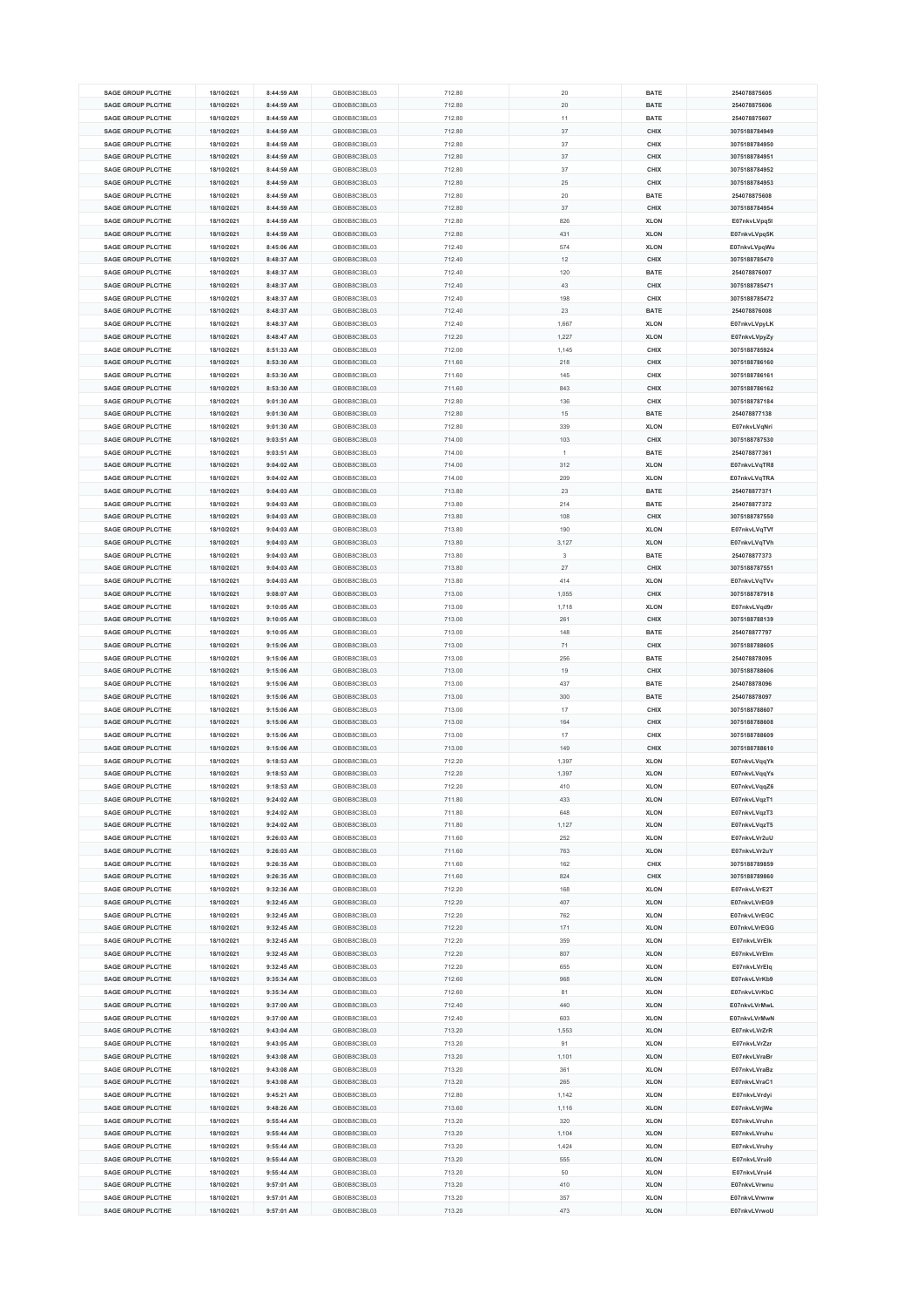| SAGE GROUP PLC/THE | 18/10/2021 | 8:44:59 AM | GB00B8C3BL03 | 712.80 | 20 | BATE | 254078875605 |
|---|---|---|---|---|---|---|---|
| SAGE GROUP PLC/THE | 18/10/2021 | 8:44:59 AM | GB00B8C3BL03 | 712.80 | 20 | BATE | 254078875606 |
| SAGE GROUP PLC/THE | 18/10/2021 | 8:44:59 AM | GB00B8C3BL03 | 712.80 | 11 | BATE | 254078875607 |
| SAGE GROUP PLC/THE | 18/10/2021 | 8:44:59 AM | GB00B8C3BL03 | 712.80 | 37 | CHIX | 3075188784949 |
| SAGE GROUP PLC/THE | 18/10/2021 | 8:44:59 AM | GB00B8C3BL03 | 712.80 | 37 | CHIX | 3075188784950 |
| SAGE GROUP PLC/THE | 18/10/2021 | 8:44:59 AM | GB00B8C3BL03 | 712.80 | 37 | CHIX | 3075188784951 |
| SAGE GROUP PLC/THE | 18/10/2021 | 8:44:59 AM | GB00B8C3BL03 | 712.80 | 37 | CHIX | 3075188784952 |
| SAGE GROUP PLC/THE | 18/10/2021 | 8:44:59 AM | GB00B8C3BL03 | 712.80 | 25 | CHIX | 3075188784953 |
| SAGE GROUP PLC/THE | 18/10/2021 | 8:44:59 AM | GB00B8C3BL03 | 712.80 | 20 | BATE | 254078875608 |
| SAGE GROUP PLC/THE | 18/10/2021 | 8:44:59 AM | GB00B8C3BL03 | 712.80 | 37 | CHIX | 3075188784954 |
| SAGE GROUP PLC/THE | 18/10/2021 | 8:44:59 AM | GB00B8C3BL03 | 712.80 | 826 | XLON | E07nkvLVpq5l |
| SAGE GROUP PLC/THE | 18/10/2021 | 8:44:59 AM | GB00B8C3BL03 | 712.80 | 431 | XLON | E07nkvLVpq5K |
| SAGE GROUP PLC/THE | 18/10/2021 | 8:45:06 AM | GB00B8C3BL03 | 712.40 | 574 | XLON | E07nkvLVpqWu |
| SAGE GROUP PLC/THE | 18/10/2021 | 8:48:37 AM | GB00B8C3BL03 | 712.40 | 12 | CHIX | 3075188785470 |
| SAGE GROUP PLC/THE | 18/10/2021 | 8:48:37 AM | GB00B8C3BL03 | 712.40 | 120 | BATE | 254078876007 |
| SAGE GROUP PLC/THE | 18/10/2021 | 8:48:37 AM | GB00B8C3BL03 | 712.40 | 43 | CHIX | 3075188785471 |
| SAGE GROUP PLC/THE | 18/10/2021 | 8:48:37 AM | GB00B8C3BL03 | 712.40 | 198 | CHIX | 3075188785472 |
| SAGE GROUP PLC/THE | 18/10/2021 | 8:48:37 AM | GB00B8C3BL03 | 712.40 | 23 | BATE | 254078876008 |
| SAGE GROUP PLC/THE | 18/10/2021 | 8:48:37 AM | GB00B8C3BL03 | 712.40 | 1,667 | XLON | E07nkvLVpyLK |
| SAGE GROUP PLC/THE | 18/10/2021 | 8:48:47 AM | GB00B8C3BL03 | 712.20 | 1,227 | XLON | E07nkvLVpyZy |
| SAGE GROUP PLC/THE | 18/10/2021 | 8:51:33 AM | GB00B8C3BL03 | 712.00 | 1,145 | CHIX | 3075188785924 |
| SAGE GROUP PLC/THE | 18/10/2021 | 8:53:30 AM | GB00B8C3BL03 | 711.60 | 218 | CHIX | 3075188786160 |
| SAGE GROUP PLC/THE | 18/10/2021 | 8:53:30 AM | GB00B8C3BL03 | 711.60 | 145 | CHIX | 3075188786161 |
| SAGE GROUP PLC/THE | 18/10/2021 | 8:53:30 AM | GB00B8C3BL03 | 711.60 | 843 | CHIX | 3075188786162 |
| SAGE GROUP PLC/THE | 18/10/2021 | 9:01:30 AM | GB00B8C3BL03 | 712.80 | 136 | CHIX | 3075188787184 |
| SAGE GROUP PLC/THE | 18/10/2021 | 9:01:30 AM | GB00B8C3BL03 | 712.80 | 15 | BATE | 254078877138 |
| SAGE GROUP PLC/THE | 18/10/2021 | 9:01:30 AM | GB00B8C3BL03 | 712.80 | 339 | XLON | E07nkvLVqNri |
| SAGE GROUP PLC/THE | 18/10/2021 | 9:03:51 AM | GB00B8C3BL03 | 714.00 | 103 | CHIX | 3075188787530 |
| SAGE GROUP PLC/THE | 18/10/2021 | 9:03:51 AM | GB00B8C3BL03 | 714.00 | 1 | BATE | 254078877361 |
| SAGE GROUP PLC/THE | 18/10/2021 | 9:04:02 AM | GB00B8C3BL03 | 714.00 | 312 | XLON | E07nkvLVqTR8 |
| SAGE GROUP PLC/THE | 18/10/2021 | 9:04:02 AM | GB00B8C3BL03 | 714.00 | 209 | XLON | E07nkvLVqTRA |
| SAGE GROUP PLC/THE | 18/10/2021 | 9:04:03 AM | GB00B8C3BL03 | 713.80 | 23 | BATE | 254078877371 |
| SAGE GROUP PLC/THE | 18/10/2021 | 9:04:03 AM | GB00B8C3BL03 | 713.80 | 214 | BATE | 254078877372 |
| SAGE GROUP PLC/THE | 18/10/2021 | 9:04:03 AM | GB00B8C3BL03 | 713.80 | 108 | CHIX | 3075188787550 |
| SAGE GROUP PLC/THE | 18/10/2021 | 9:04:03 AM | GB00B8C3BL03 | 713.80 | 190 | XLON | E07nkvLVqTVf |
| SAGE GROUP PLC/THE | 18/10/2021 | 9:04:03 AM | GB00B8C3BL03 | 713.80 | 3,127 | XLON | E07nkvLVqTVh |
| SAGE GROUP PLC/THE | 18/10/2021 | 9:04:03 AM | GB00B8C3BL03 | 713.80 | 3 | BATE | 254078877373 |
| SAGE GROUP PLC/THE | 18/10/2021 | 9:04:03 AM | GB00B8C3BL03 | 713.80 | 27 | CHIX | 3075188787551 |
| SAGE GROUP PLC/THE | 18/10/2021 | 9:04:03 AM | GB00B8C3BL03 | 713.80 | 414 | XLON | E07nkvLVqTVv |
| SAGE GROUP PLC/THE | 18/10/2021 | 9:08:07 AM | GB00B8C3BL03 | 713.00 | 1,055 | CHIX | 3075188787918 |
| SAGE GROUP PLC/THE | 18/10/2021 | 9:10:05 AM | GB00B8C3BL03 | 713.00 | 1,718 | XLON | E07nkvLVqd9r |
| SAGE GROUP PLC/THE | 18/10/2021 | 9:10:05 AM | GB00B8C3BL03 | 713.00 | 261 | CHIX | 3075188788139 |
| SAGE GROUP PLC/THE | 18/10/2021 | 9:10:05 AM | GB00B8C3BL03 | 713.00 | 148 | BATE | 254078877797 |
| SAGE GROUP PLC/THE | 18/10/2021 | 9:15:06 AM | GB00B8C3BL03 | 713.00 | 71 | CHIX | 3075188788605 |
| SAGE GROUP PLC/THE | 18/10/2021 | 9:15:06 AM | GB00B8C3BL03 | 713.00 | 256 | BATE | 254078878095 |
| SAGE GROUP PLC/THE | 18/10/2021 | 9:15:06 AM | GB00B8C3BL03 | 713.00 | 19 | CHIX | 3075188788606 |
| SAGE GROUP PLC/THE | 18/10/2021 | 9:15:06 AM | GB00B8C3BL03 | 713.00 | 437 | BATE | 254078878096 |
| SAGE GROUP PLC/THE | 18/10/2021 | 9:15:06 AM | GB00B8C3BL03 | 713.00 | 300 | BATE | 254078878097 |
| SAGE GROUP PLC/THE | 18/10/2021 | 9:15:06 AM | GB00B8C3BL03 | 713.00 | 17 | CHIX | 3075188788607 |
| SAGE GROUP PLC/THE | 18/10/2021 | 9:15:06 AM | GB00B8C3BL03 | 713.00 | 164 | CHIX | 3075188788608 |
| SAGE GROUP PLC/THE | 18/10/2021 | 9:15:06 AM | GB00B8C3BL03 | 713.00 | 17 | CHIX | 3075188788609 |
| SAGE GROUP PLC/THE | 18/10/2021 | 9:15:06 AM | GB00B8C3BL03 | 713.00 | 149 | CHIX | 3075188788610 |
| SAGE GROUP PLC/THE | 18/10/2021 | 9:18:53 AM | GB00B8C3BL03 | 712.20 | 1,397 | XLON | E07nkvLVqqYk |
| SAGE GROUP PLC/THE | 18/10/2021 | 9:18:53 AM | GB00B8C3BL03 | 712.20 | 1,397 | XLON | E07nkvLVqqYs |
| SAGE GROUP PLC/THE | 18/10/2021 | 9:18:53 AM | GB00B8C3BL03 | 712.20 | 410 | XLON | E07nkvLVqqZ6 |
| SAGE GROUP PLC/THE | 18/10/2021 | 9:24:02 AM | GB00B8C3BL03 | 711.80 | 433 | XLON | E07nkvLVqzT1 |
| SAGE GROUP PLC/THE | 18/10/2021 | 9:24:02 AM | GB00B8C3BL03 | 711.80 | 648 | XLON | E07nkvLVqzT3 |
| SAGE GROUP PLC/THE | 18/10/2021 | 9:24:02 AM | GB00B8C3BL03 | 711.80 | 1,127 | XLON | E07nkvLVqzT5 |
| SAGE GROUP PLC/THE | 18/10/2021 | 9:26:03 AM | GB00B8C3BL03 | 711.60 | 252 | XLON | E07nkvLVr2uU |
| SAGE GROUP PLC/THE | 18/10/2021 | 9:26:03 AM | GB00B8C3BL03 | 711.60 | 763 | XLON | E07nkvLVr2uY |
| SAGE GROUP PLC/THE | 18/10/2021 | 9:26:35 AM | GB00B8C3BL03 | 711.60 | 162 | CHIX | 3075188789859 |
| SAGE GROUP PLC/THE | 18/10/2021 | 9:26:35 AM | GB00B8C3BL03 | 711.60 | 824 | CHIX | 3075188789860 |
| SAGE GROUP PLC/THE | 18/10/2021 | 9:32:36 AM | GB00B8C3BL03 | 712.20 | 168 | XLON | E07nkvLVrE2T |
| SAGE GROUP PLC/THE | 18/10/2021 | 9:32:45 AM | GB00B8C3BL03 | 712.20 | 407 | XLON | E07nkvLVrEG9 |
| SAGE GROUP PLC/THE | 18/10/2021 | 9:32:45 AM | GB00B8C3BL03 | 712.20 | 762 | XLON | E07nkvLVrEGC |
| SAGE GROUP PLC/THE | 18/10/2021 | 9:32:45 AM | GB00B8C3BL03 | 712.20 | 171 | XLON | E07nkvLVrEGG |
| SAGE GROUP PLC/THE | 18/10/2021 | 9:32:45 AM | GB00B8C3BL03 | 712.20 | 359 | XLON | E07nkvLVrEIk |
| SAGE GROUP PLC/THE | 18/10/2021 | 9:32:45 AM | GB00B8C3BL03 | 712.20 | 807 | XLON | E07nkvLVrEIm |
| SAGE GROUP PLC/THE | 18/10/2021 | 9:32:45 AM | GB00B8C3BL03 | 712.20 | 655 | XLON | E07nkvLVrEIq |
| SAGE GROUP PLC/THE | 18/10/2021 | 9:35:34 AM | GB00B8C3BL03 | 712.60 | 968 | XLON | E07nkvLVrKb9 |
| SAGE GROUP PLC/THE | 18/10/2021 | 9:35:34 AM | GB00B8C3BL03 | 712.60 | 81 | XLON | E07nkvLVrKbC |
| SAGE GROUP PLC/THE | 18/10/2021 | 9:37:00 AM | GB00B8C3BL03 | 712.40 | 440 | XLON | E07nkvLVrMwL |
| SAGE GROUP PLC/THE | 18/10/2021 | 9:37:00 AM | GB00B8C3BL03 | 712.40 | 603 | XLON | E07nkvLVrMwN |
| SAGE GROUP PLC/THE | 18/10/2021 | 9:43:04 AM | GB00B8C3BL03 | 713.20 | 1,553 | XLON | E07nkvLVrZrR |
| SAGE GROUP PLC/THE | 18/10/2021 | 9:43:05 AM | GB00B8C3BL03 | 713.20 | 91 | XLON | E07nkvLVrZzr |
| SAGE GROUP PLC/THE | 18/10/2021 | 9:43:08 AM | GB00B8C3BL03 | 713.20 | 1,101 | XLON | E07nkvLVraBr |
| SAGE GROUP PLC/THE | 18/10/2021 | 9:43:08 AM | GB00B8C3BL03 | 713.20 | 361 | XLON | E07nkvLVraBz |
| SAGE GROUP PLC/THE | 18/10/2021 | 9:43:08 AM | GB00B8C3BL03 | 713.20 | 265 | XLON | E07nkvLVraC1 |
| SAGE GROUP PLC/THE | 18/10/2021 | 9:45:21 AM | GB00B8C3BL03 | 712.80 | 1,142 | XLON | E07nkvLVrdyi |
| SAGE GROUP PLC/THE | 18/10/2021 | 9:48:26 AM | GB00B8C3BL03 | 713.60 | 1,116 | XLON | E07nkvLVrjWe |
| SAGE GROUP PLC/THE | 18/10/2021 | 9:55:44 AM | GB00B8C3BL03 | 713.20 | 320 | XLON | E07nkvLVruhn |
| SAGE GROUP PLC/THE | 18/10/2021 | 9:55:44 AM | GB00B8C3BL03 | 713.20 | 1,104 | XLON | E07nkvLVruhu |
| SAGE GROUP PLC/THE | 18/10/2021 | 9:55:44 AM | GB00B8C3BL03 | 713.20 | 1,424 | XLON | E07nkvLVruhy |
| SAGE GROUP PLC/THE | 18/10/2021 | 9:55:44 AM | GB00B8C3BL03 | 713.20 | 555 | XLON | E07nkvLVrui0 |
| SAGE GROUP PLC/THE | 18/10/2021 | 9:55:44 AM | GB00B8C3BL03 | 713.20 | 50 | XLON | E07nkvLVrui4 |
| SAGE GROUP PLC/THE | 18/10/2021 | 9:57:01 AM | GB00B8C3BL03 | 713.20 | 410 | XLON | E07nkvLVrwnu |
| SAGE GROUP PLC/THE | 18/10/2021 | 9:57:01 AM | GB00B8C3BL03 | 713.20 | 357 | XLON | E07nkvLVrwnw |
| SAGE GROUP PLC/THE | 18/10/2021 | 9:57:01 AM | GB00B8C3BL03 | 713.20 | 473 | XLON | E07nkvLVrwoU |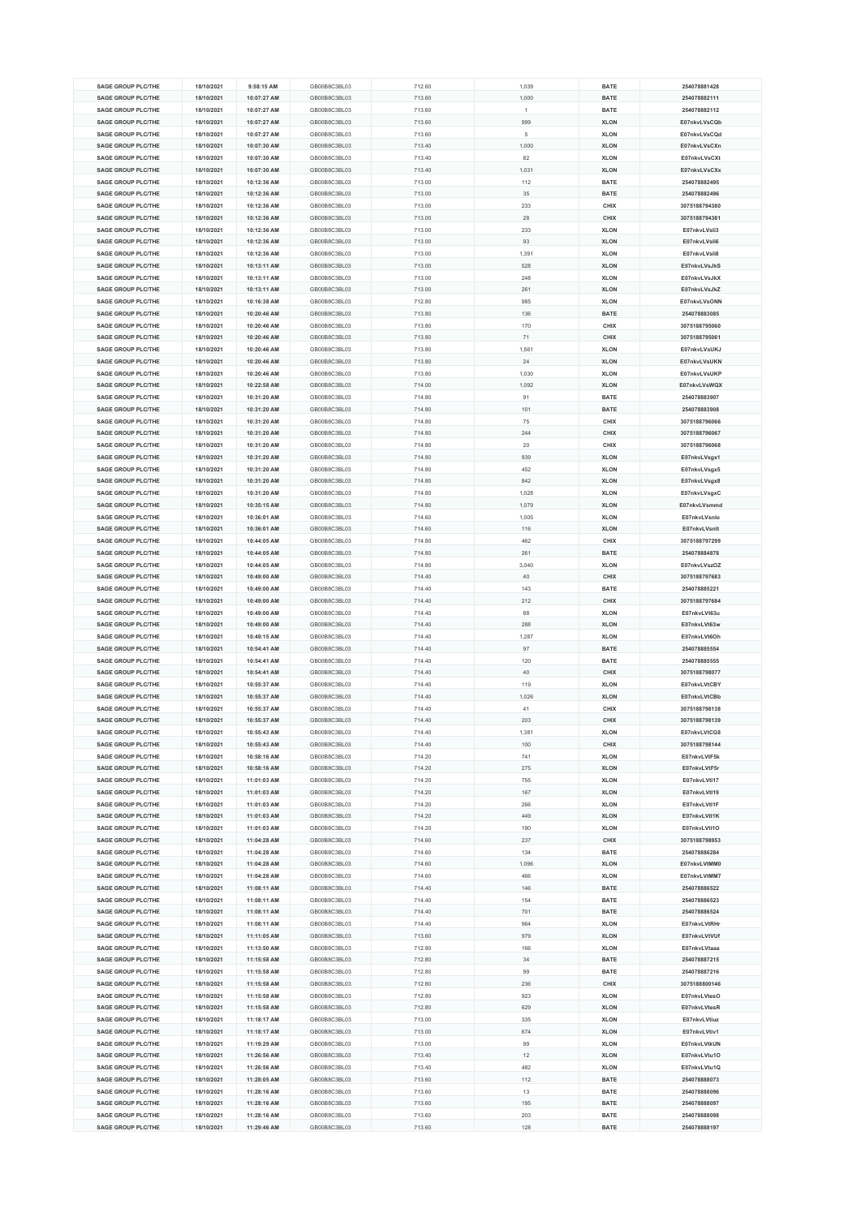| SAGE GROUP PLC/THE | 18/10/2021 | 9:58:15 AM | GB00B8C3BL03 | 712.60 | 1,039 | BATE | 254078881428 |
|---|---|---|---|---|---|---|---|
| SAGE GROUP PLC/THE | 18/10/2021 | 10:07:27 AM | GB00B8C3BL03 | 713.60 | 1,000 | BATE | 254078882111 |
| SAGE GROUP PLC/THE | 18/10/2021 | 10:07:27 AM | GB00B8C3BL03 | 713.60 | 1 | BATE | 254078882112 |
| SAGE GROUP PLC/THE | 18/10/2021 | 10:07:27 AM | GB00B8C3BL03 | 713.60 | 999 | XLON | E07nkvLVsCQb |
| SAGE GROUP PLC/THE | 18/10/2021 | 10:07:27 AM | GB00B8C3BL03 | 713.60 | 5 | XLON | E07nkvLVsCQd |
| SAGE GROUP PLC/THE | 18/10/2021 | 10:07:30 AM | GB00B8C3BL03 | 713.40 | 1,000 | XLON | E07nkvLVsCXn |
| SAGE GROUP PLC/THE | 18/10/2021 | 10:07:30 AM | GB00B8C3BL03 | 713.40 | 82 | XLON | E07nkvLVsCXt |
| SAGE GROUP PLC/THE | 18/10/2021 | 10:07:30 AM | GB00B8C3BL03 | 713.40 | 1,031 | XLON | E07nkvLVsCXx |
| SAGE GROUP PLC/THE | 18/10/2021 | 10:12:36 AM | GB00B8C3BL03 | 713.00 | 112 | BATE | 254078882495 |
| SAGE GROUP PLC/THE | 18/10/2021 | 10:12:36 AM | GB00B8C3BL03 | 713.00 | 35 | BATE | 254078882496 |
| SAGE GROUP PLC/THE | 18/10/2021 | 10:12:36 AM | GB00B8C3BL03 | 713.00 | 233 | CHIX | 3075188794380 |
| SAGE GROUP PLC/THE | 18/10/2021 | 10:12:36 AM | GB00B8C3BL03 | 713.00 | 28 | CHIX | 3075188794381 |
| SAGE GROUP PLC/THE | 18/10/2021 | 10:12:36 AM | GB00B8C3BL03 | 713.00 | 233 | XLON | E07nkvLVsIi3 |
| SAGE GROUP PLC/THE | 18/10/2021 | 10:12:36 AM | GB00B8C3BL03 | 713.00 | 93 | XLON | E07nkvLVsIi6 |
| SAGE GROUP PLC/THE | 18/10/2021 | 10:12:36 AM | GB00B8C3BL03 | 713.00 | 1,391 | XLON | E07nkvLVsIi8 |
| SAGE GROUP PLC/THE | 18/10/2021 | 10:13:11 AM | GB00B8C3BL03 | 713.00 | 528 | XLON | E07nkvLVsJkS |
| SAGE GROUP PLC/THE | 18/10/2021 | 10:13:11 AM | GB00B8C3BL03 | 713.00 | 248 | XLON | E07nkvLVsJkX |
| SAGE GROUP PLC/THE | 18/10/2021 | 10:13:11 AM | GB00B8C3BL03 | 713.00 | 261 | XLON | E07nkvLVsJkZ |
| SAGE GROUP PLC/THE | 18/10/2021 | 10:16:38 AM | GB00B8C3BL03 | 712.80 | 985 | XLON | E07nkvLVsONN |
| SAGE GROUP PLC/THE | 18/10/2021 | 10:20:46 AM | GB00B8C3BL03 | 713.80 | 136 | BATE | 254078883085 |
| SAGE GROUP PLC/THE | 18/10/2021 | 10:20:46 AM | GB00B8C3BL03 | 713.80 | 170 | CHIX | 3075188795060 |
| SAGE GROUP PLC/THE | 18/10/2021 | 10:20:46 AM | GB00B8C3BL03 | 713.80 | 71 | CHIX | 3075188795061 |
| SAGE GROUP PLC/THE | 18/10/2021 | 10:20:46 AM | GB00B8C3BL03 | 713.80 | 1,561 | XLON | E07nkvLVsUKJ |
| SAGE GROUP PLC/THE | 18/10/2021 | 10:20:46 AM | GB00B8C3BL03 | 713.80 | 24 | XLON | E07nkvLVsUKN |
| SAGE GROUP PLC/THE | 18/10/2021 | 10:20:46 AM | GB00B8C3BL03 | 713.80 | 1,030 | XLON | E07nkvLVsUKP |
| SAGE GROUP PLC/THE | 18/10/2021 | 10:22:58 AM | GB00B8C3BL03 | 714.00 | 1,092 | XLON | E07nkvLVsWQX |
| SAGE GROUP PLC/THE | 18/10/2021 | 10:31:20 AM | GB00B8C3BL03 | 714.80 | 91 | BATE | 254078883907 |
| SAGE GROUP PLC/THE | 18/10/2021 | 10:31:20 AM | GB00B8C3BL03 | 714.80 | 101 | BATE | 254078883908 |
| SAGE GROUP PLC/THE | 18/10/2021 | 10:31:20 AM | GB00B8C3BL03 | 714.80 | 75 | CHIX | 3075188796066 |
| SAGE GROUP PLC/THE | 18/10/2021 | 10:31:20 AM | GB00B8C3BL03 | 714.80 | 244 | CHIX | 3075188796067 |
| SAGE GROUP PLC/THE | 18/10/2021 | 10:31:20 AM | GB00B8C3BL03 | 714.80 | 20 | CHIX | 3075188796068 |
| SAGE GROUP PLC/THE | 18/10/2021 | 10:31:20 AM | GB00B8C3BL03 | 714.80 | 939 | XLON | E07nkvLVsgx1 |
| SAGE GROUP PLC/THE | 18/10/2021 | 10:31:20 AM | GB00B8C3BL03 | 714.80 | 452 | XLON | E07nkvLVsgx5 |
| SAGE GROUP PLC/THE | 18/10/2021 | 10:31:20 AM | GB00B8C3BL03 | 714.80 | 842 | XLON | E07nkvLVsgx8 |
| SAGE GROUP PLC/THE | 18/10/2021 | 10:31:20 AM | GB00B8C3BL03 | 714.80 | 1,028 | XLON | E07nkvLVsgxC |
| SAGE GROUP PLC/THE | 18/10/2021 | 10:35:15 AM | GB00B8C3BL03 | 714.80 | 1,079 | XLON | E07nkvLVsmmd |
| SAGE GROUP PLC/THE | 18/10/2021 | 10:36:01 AM | GB00B8C3BL03 | 714.60 | 1,005 | XLON | E07nkvLVsnlo |
| SAGE GROUP PLC/THE | 18/10/2021 | 10:36:01 AM | GB00B8C3BL03 | 714.60 | 116 | XLON | E07nkvLVsnlt |
| SAGE GROUP PLC/THE | 18/10/2021 | 10:44:05 AM | GB00B8C3BL03 | 714.80 | 462 | CHIX | 3075188797299 |
| SAGE GROUP PLC/THE | 18/10/2021 | 10:44:05 AM | GB00B8C3BL03 | 714.80 | 261 | BATE | 254078884878 |
| SAGE GROUP PLC/THE | 18/10/2021 | 10:44:05 AM | GB00B8C3BL03 | 714.80 | 3,040 | XLON | E07nkvLVszOZ |
| SAGE GROUP PLC/THE | 18/10/2021 | 10:49:00 AM | GB00B8C3BL03 | 714.40 | 40 | CHIX | 3075188797683 |
| SAGE GROUP PLC/THE | 18/10/2021 | 10:49:00 AM | GB00B8C3BL03 | 714.40 | 143 | BATE | 254078885221 |
| SAGE GROUP PLC/THE | 18/10/2021 | 10:49:00 AM | GB00B8C3BL03 | 714.40 | 212 | CHIX | 3075188797684 |
| SAGE GROUP PLC/THE | 18/10/2021 | 10:49:00 AM | GB00B8C3BL03 | 714.40 | 88 | XLON | E07nkvLVt63u |
| SAGE GROUP PLC/THE | 18/10/2021 | 10:49:00 AM | GB00B8C3BL03 | 714.40 | 288 | XLON | E07nkvLVt63w |
| SAGE GROUP PLC/THE | 18/10/2021 | 10:49:15 AM | GB00B8C3BL03 | 714.40 | 1,287 | XLON | E07nkvLVt6Oh |
| SAGE GROUP PLC/THE | 18/10/2021 | 10:54:41 AM | GB00B8C3BL03 | 714.40 | 97 | BATE | 254078885554 |
| SAGE GROUP PLC/THE | 18/10/2021 | 10:54:41 AM | GB00B8C3BL03 | 714.40 | 120 | BATE | 254078885555 |
| SAGE GROUP PLC/THE | 18/10/2021 | 10:54:41 AM | GB00B8C3BL03 | 714.40 | 40 | CHIX | 3075188798077 |
| SAGE GROUP PLC/THE | 18/10/2021 | 10:55:37 AM | GB00B8C3BL03 | 714.40 | 119 | XLON | E07nkvLVtCBY |
| SAGE GROUP PLC/THE | 18/10/2021 | 10:55:37 AM | GB00B8C3BL03 | 714.40 | 1,026 | XLON | E07nkvLVtCBb |
| SAGE GROUP PLC/THE | 18/10/2021 | 10:55:37 AM | GB00B8C3BL03 | 714.40 | 41 | CHIX | 3075188798138 |
| SAGE GROUP PLC/THE | 18/10/2021 | 10:55:37 AM | GB00B8C3BL03 | 714.40 | 203 | CHIX | 3075188798139 |
| SAGE GROUP PLC/THE | 18/10/2021 | 10:55:43 AM | GB00B8C3BL03 | 714.40 | 1,381 | XLON | E07nkvLVtCG8 |
| SAGE GROUP PLC/THE | 18/10/2021 | 10:55:43 AM | GB00B8C3BL03 | 714.40 | 100 | CHIX | 3075188798144 |
| SAGE GROUP PLC/THE | 18/10/2021 | 10:58:16 AM | GB00B8C3BL03 | 714.20 | 741 | XLON | E07nkvLVtF5k |
| SAGE GROUP PLC/THE | 18/10/2021 | 10:58:16 AM | GB00B8C3BL03 | 714.20 | 275 | XLON | E07nkvLVtF5r |
| SAGE GROUP PLC/THE | 18/10/2021 | 11:01:03 AM | GB00B8C3BL03 | 714.20 | 755 | XLON | E07nkvLVtI17 |
| SAGE GROUP PLC/THE | 18/10/2021 | 11:01:03 AM | GB00B8C3BL03 | 714.20 | 167 | XLON | E07nkvLVtI19 |
| SAGE GROUP PLC/THE | 18/10/2021 | 11:01:03 AM | GB00B8C3BL03 | 714.20 | 266 | XLON | E07nkvLVtI1F |
| SAGE GROUP PLC/THE | 18/10/2021 | 11:01:03 AM | GB00B8C3BL03 | 714.20 | 449 | XLON | E07nkvLVtI1K |
| SAGE GROUP PLC/THE | 18/10/2021 | 11:01:03 AM | GB00B8C3BL03 | 714.20 | 190 | XLON | E07nkvLVtI1O |
| SAGE GROUP PLC/THE | 18/10/2021 | 11:04:28 AM | GB00B8C3BL03 | 714.60 | 237 | CHIX | 3075188798953 |
| SAGE GROUP PLC/THE | 18/10/2021 | 11:04:28 AM | GB00B8C3BL03 | 714.60 | 134 | BATE | 254078886284 |
| SAGE GROUP PLC/THE | 18/10/2021 | 11:04:28 AM | GB00B8C3BL03 | 714.60 | 1,096 | XLON | E07nkvLVtMM0 |
| SAGE GROUP PLC/THE | 18/10/2021 | 11:04:28 AM | GB00B8C3BL03 | 714.60 | 466 | XLON | E07nkvLVtMM7 |
| SAGE GROUP PLC/THE | 18/10/2021 | 11:08:11 AM | GB00B8C3BL03 | 714.40 | 146 | BATE | 254078886522 |
| SAGE GROUP PLC/THE | 18/10/2021 | 11:08:11 AM | GB00B8C3BL03 | 714.40 | 154 | BATE | 254078886523 |
| SAGE GROUP PLC/THE | 18/10/2021 | 11:08:11 AM | GB00B8C3BL03 | 714.40 | 701 | BATE | 254078886524 |
| SAGE GROUP PLC/THE | 18/10/2021 | 11:08:11 AM | GB00B8C3BL03 | 714.40 | 964 | XLON | E07nkvLVtRHr |
| SAGE GROUP PLC/THE | 18/10/2021 | 11:11:05 AM | GB00B8C3BL03 | 713.60 | 979 | XLON | E07nkvLVtVUf |
| SAGE GROUP PLC/THE | 18/10/2021 | 11:13:50 AM | GB00B8C3BL03 | 712.80 | 166 | XLON | E07nkvLVtaaa |
| SAGE GROUP PLC/THE | 18/10/2021 | 11:15:58 AM | GB00B8C3BL03 | 712.80 | 34 | BATE | 254078887215 |
| SAGE GROUP PLC/THE | 18/10/2021 | 11:15:58 AM | GB00B8C3BL03 | 712.80 | 99 | BATE | 254078887216 |
| SAGE GROUP PLC/THE | 18/10/2021 | 11:15:58 AM | GB00B8C3BL03 | 712.80 | 236 | CHIX | 3075188800146 |
| SAGE GROUP PLC/THE | 18/10/2021 | 11:15:58 AM | GB00B8C3BL03 | 712.80 | 923 | XLON | E07nkvLVtesO |
| SAGE GROUP PLC/THE | 18/10/2021 | 11:15:58 AM | GB00B8C3BL03 | 712.80 | 629 | XLON | E07nkvLVtesR |
| SAGE GROUP PLC/THE | 18/10/2021 | 11:18:17 AM | GB00B8C3BL03 | 713.00 | 335 | XLON | E07nkvLVtiuz |
| SAGE GROUP PLC/THE | 18/10/2021 | 11:18:17 AM | GB00B8C3BL03 | 713.00 | 674 | XLON | E07nkvLVtiv1 |
| SAGE GROUP PLC/THE | 18/10/2021 | 11:19:29 AM | GB00B8C3BL03 | 713.00 | 99 | XLON | E07nkvLVtkUN |
| SAGE GROUP PLC/THE | 18/10/2021 | 11:26:56 AM | GB00B8C3BL03 | 713.40 | 12 | XLON | E07nkvLVtu1O |
| SAGE GROUP PLC/THE | 18/10/2021 | 11:26:56 AM | GB00B8C3BL03 | 713.40 | 482 | XLON | E07nkvLVtu1Q |
| SAGE GROUP PLC/THE | 18/10/2021 | 11:28:05 AM | GB00B8C3BL03 | 713.60 | 112 | BATE | 254078888073 |
| SAGE GROUP PLC/THE | 18/10/2021 | 11:28:16 AM | GB00B8C3BL03 | 713.60 | 13 | BATE | 254078888096 |
| SAGE GROUP PLC/THE | 18/10/2021 | 11:28:16 AM | GB00B8C3BL03 | 713.60 | 195 | BATE | 254078888097 |
| SAGE GROUP PLC/THE | 18/10/2021 | 11:28:16 AM | GB00B8C3BL03 | 713.60 | 203 | BATE | 254078888098 |
| SAGE GROUP PLC/THE | 18/10/2021 | 11:29:46 AM | GB00B8C3BL03 | 713.60 | 128 | BATE | 254078888197 |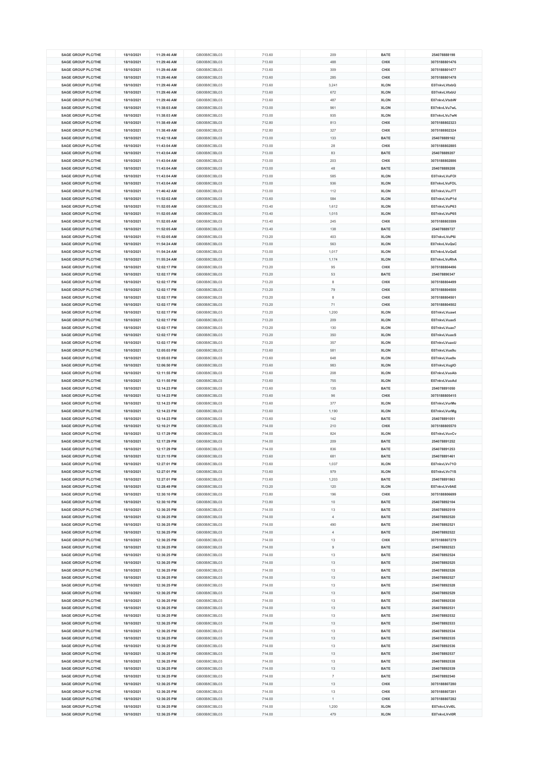| | | | | | | | |
|---|---|---|---|---|---|---|---|
| SAGE GROUP PLC/THE | 18/10/2021 | 11:29:46 AM | GB00B8C3BL03 | 713.60 | 209 | BATE | 254078888198 |
| SAGE GROUP PLC/THE | 18/10/2021 | 11:29:46 AM | GB00B8C3BL03 | 713.60 | 488 | CHIX | 3075188801476 |
| SAGE GROUP PLC/THE | 18/10/2021 | 11:29:46 AM | GB00B8C3BL03 | 713.60 | 309 | CHIX | 3075188801477 |
| SAGE GROUP PLC/THE | 18/10/2021 | 11:29:46 AM | GB00B8C3BL03 | 713.60 | 285 | CHIX | 3075188801478 |
| SAGE GROUP PLC/THE | 18/10/2021 | 11:29:46 AM | GB00B8C3BL03 | 713.60 | 3,241 | XLON | E07nkvLVtxbQ |
| SAGE GROUP PLC/THE | 18/10/2021 | 11:29:46 AM | GB00B8C3BL03 | 713.60 | 672 | XLON | E07nkvLVtxbU |
| SAGE GROUP PLC/THE | 18/10/2021 | 11:29:46 AM | GB00B8C3BL03 | 713.60 | 487 | XLON | E07nkvLVtxbW |
| SAGE GROUP PLC/THE | 18/10/2021 | 11:38:03 AM | GB00B8C3BL03 | 713.00 | 961 | XLON | E07nkvLVu7wL |
| SAGE GROUP PLC/THE | 18/10/2021 | 11:38:03 AM | GB00B8C3BL03 | 713.00 | 935 | XLON | E07nkvLVu7wN |
| SAGE GROUP PLC/THE | 18/10/2021 | 11:38:49 AM | GB00B8C3BL03 | 712.80 | 813 | CHIX | 3075188802323 |
| SAGE GROUP PLC/THE | 18/10/2021 | 11:38:49 AM | GB00B8C3BL03 | 712.80 | 327 | CHIX | 3075188802324 |
| SAGE GROUP PLC/THE | 18/10/2021 | 11:42:18 AM | GB00B8C3BL03 | 713.00 | 133 | BATE | 254078889162 |
| SAGE GROUP PLC/THE | 18/10/2021 | 11:43:04 AM | GB00B8C3BL03 | 713.00 | 28 | CHIX | 3075188802885 |
| SAGE GROUP PLC/THE | 18/10/2021 | 11:43:04 AM | GB00B8C3BL03 | 713.00 | 83 | BATE | 254078889207 |
| SAGE GROUP PLC/THE | 18/10/2021 | 11:43:04 AM | GB00B8C3BL03 | 713.00 | 203 | CHIX | 3075188802886 |
| SAGE GROUP PLC/THE | 18/10/2021 | 11:43:04 AM | GB00B8C3BL03 | 713.00 | 48 | BATE | 254078889208 |
| SAGE GROUP PLC/THE | 18/10/2021 | 11:43:04 AM | GB00B8C3BL03 | 713.00 | 585 | XLON | E07nkvLVuFOI |
| SAGE GROUP PLC/THE | 18/10/2021 | 11:43:04 AM | GB00B8C3BL03 | 713.00 | 936 | XLON | E07nkvLVuFOL |
| SAGE GROUP PLC/THE | 18/10/2021 | 11:46:42 AM | GB00B8C3BL03 | 713.00 | 112 | XLON | E07nkvLVuJTT |
| SAGE GROUP PLC/THE | 18/10/2021 | 11:52:02 AM | GB00B8C3BL03 | 713.60 | 584 | XLON | E07nkvLVuP1d |
| SAGE GROUP PLC/THE | 18/10/2021 | 11:52:05 AM | GB00B8C3BL03 | 713.40 | 1,612 | XLON | E07nkvLVuP63 |
| SAGE GROUP PLC/THE | 18/10/2021 | 11:52:05 AM | GB00B8C3BL03 | 713.40 | 1,015 | XLON | E07nkvLVuP65 |
| SAGE GROUP PLC/THE | 18/10/2021 | 11:52:05 AM | GB00B8C3BL03 | 713.40 | 245 | CHIX | 3075188803599 |
| SAGE GROUP PLC/THE | 18/10/2021 | 11:52:05 AM | GB00B8C3BL03 | 713.40 | 138 | BATE | 254078889727 |
| SAGE GROUP PLC/THE | 18/10/2021 | 11:52:05 AM | GB00B8C3BL03 | 713.20 | 403 | XLON | E07nkvLVuP6i |
| SAGE GROUP PLC/THE | 18/10/2021 | 11:54:24 AM | GB00B8C3BL03 | 713.00 | 563 | XLON | E07nkvLVuQsC |
| SAGE GROUP PLC/THE | 18/10/2021 | 11:54:24 AM | GB00B8C3BL03 | 713.00 | 1,017 | XLON | E07nkvLVuQsE |
| SAGE GROUP PLC/THE | 18/10/2021 | 11:55:24 AM | GB00B8C3BL03 | 713.00 | 1,174 | XLON | E07nkvLVuRhA |
| SAGE GROUP PLC/THE | 18/10/2021 | 12:02:17 PM | GB00B8C3BL03 | 713.20 | 95 | CHIX | 3075188804496 |
| SAGE GROUP PLC/THE | 18/10/2021 | 12:02:17 PM | GB00B8C3BL03 | 713.20 | 53 | BATE | 254078890347 |
| SAGE GROUP PLC/THE | 18/10/2021 | 12:02:17 PM | GB00B8C3BL03 | 713.20 | 8 | CHIX | 3075188804499 |
| SAGE GROUP PLC/THE | 18/10/2021 | 12:02:17 PM | GB00B8C3BL03 | 713.20 | 79 | CHIX | 3075188804500 |
| SAGE GROUP PLC/THE | 18/10/2021 | 12:02:17 PM | GB00B8C3BL03 | 713.20 | 8 | CHIX | 3075188804501 |
| SAGE GROUP PLC/THE | 18/10/2021 | 12:02:17 PM | GB00B8C3BL03 | 713.20 | 71 | CHIX | 3075188804502 |
| SAGE GROUP PLC/THE | 18/10/2021 | 12:02:17 PM | GB00B8C3BL03 | 713.20 | 1,200 | XLON | E07nkvLVuawt |
| SAGE GROUP PLC/THE | 18/10/2021 | 12:02:17 PM | GB00B8C3BL03 | 713.20 | 209 | XLON | E07nkvLVuax5 |
| SAGE GROUP PLC/THE | 18/10/2021 | 12:02:17 PM | GB00B8C3BL03 | 713.20 | 130 | XLON | E07nkvLVuax7 |
| SAGE GROUP PLC/THE | 18/10/2021 | 12:02:17 PM | GB00B8C3BL03 | 713.20 | 350 | XLON | E07nkvLVuaxS |
| SAGE GROUP PLC/THE | 18/10/2021 | 12:02:17 PM | GB00B8C3BL03 | 713.20 | 357 | XLON | E07nkvLVuaxU |
| SAGE GROUP PLC/THE | 18/10/2021 | 12:05:03 PM | GB00B8C3BL03 | 713.60 | 581 | XLON | E07nkvLVue9u |
| SAGE GROUP PLC/THE | 18/10/2021 | 12:05:03 PM | GB00B8C3BL03 | 713.60 | 648 | XLON | E07nkvLVue9x |
| SAGE GROUP PLC/THE | 18/10/2021 | 12:06:50 PM | GB00B8C3BL03 | 713.60 | 983 | XLON | E07nkvLVugIO |
| SAGE GROUP PLC/THE | 18/10/2021 | 12:11:55 PM | GB00B8C3BL03 | 713.60 | 208 | XLON | E07nkvLVuoAb |
| SAGE GROUP PLC/THE | 18/10/2021 | 12:11:55 PM | GB00B8C3BL03 | 713.60 | 755 | XLON | E07nkvLVuoAd |
| SAGE GROUP PLC/THE | 18/10/2021 | 12:14:23 PM | GB00B8C3BL03 | 713.60 | 135 | BATE | 254078891050 |
| SAGE GROUP PLC/THE | 18/10/2021 | 12:14:23 PM | GB00B8C3BL03 | 713.60 | 96 | CHIX | 3075188805415 |
| SAGE GROUP PLC/THE | 18/10/2021 | 12:14:23 PM | GB00B8C3BL03 | 713.60 | 377 | XLON | E07nkvLVurMe |
| SAGE GROUP PLC/THE | 18/10/2021 | 12:14:23 PM | GB00B8C3BL03 | 713.60 | 1,190 | XLON | E07nkvLVurMg |
| SAGE GROUP PLC/THE | 18/10/2021 | 12:14:23 PM | GB00B8C3BL03 | 713.60 | 142 | BATE | 254078891051 |
| SAGE GROUP PLC/THE | 18/10/2021 | 12:16:21 PM | GB00B8C3BL03 | 714.00 | 210 | CHIX | 3075188805570 |
| SAGE GROUP PLC/THE | 18/10/2021 | 12:17:29 PM | GB00B8C3BL03 | 714.00 | 824 | XLON | E07nkvLVuvCv |
| SAGE GROUP PLC/THE | 18/10/2021 | 12:17:29 PM | GB00B8C3BL03 | 714.00 | 209 | BATE | 254078891252 |
| SAGE GROUP PLC/THE | 18/10/2021 | 12:17:29 PM | GB00B8C3BL03 | 714.00 | 836 | BATE | 254078891253 |
| SAGE GROUP PLC/THE | 18/10/2021 | 12:21:15 PM | GB00B8C3BL03 | 713.60 | 681 | BATE | 254078891461 |
| SAGE GROUP PLC/THE | 18/10/2021 | 12:27:01 PM | GB00B8C3BL03 | 713.60 | 1,037 | XLON | E07nkvLVv71O |
| SAGE GROUP PLC/THE | 18/10/2021 | 12:27:01 PM | GB00B8C3BL03 | 713.60 | 979 | XLON | E07nkvLVv71S |
| SAGE GROUP PLC/THE | 18/10/2021 | 12:27:01 PM | GB00B8C3BL03 | 713.60 | 1,203 | BATE | 254078891863 |
| SAGE GROUP PLC/THE | 18/10/2021 | 12:28:49 PM | GB00B8C3BL03 | 713.20 | 120 | XLON | E07nkvLVv9AE |
| SAGE GROUP PLC/THE | 18/10/2021 | 12:30:10 PM | GB00B8C3BL03 | 713.80 | 196 | CHIX | 3075188806699 |
| SAGE GROUP PLC/THE | 18/10/2021 | 12:30:10 PM | GB00B8C3BL03 | 713.80 | 10 | BATE | 254078892104 |
| SAGE GROUP PLC/THE | 18/10/2021 | 12:36:25 PM | GB00B8C3BL03 | 714.00 | 13 | BATE | 254078892519 |
| SAGE GROUP PLC/THE | 18/10/2021 | 12:36:25 PM | GB00B8C3BL03 | 714.00 | 4 | BATE | 254078892520 |
| SAGE GROUP PLC/THE | 18/10/2021 | 12:36:25 PM | GB00B8C3BL03 | 714.00 | 490 | BATE | 254078892521 |
| SAGE GROUP PLC/THE | 18/10/2021 | 12:36:25 PM | GB00B8C3BL03 | 714.00 | 4 | BATE | 254078892522 |
| SAGE GROUP PLC/THE | 18/10/2021 | 12:36:25 PM | GB00B8C3BL03 | 714.00 | 13 | CHIX | 3075188807279 |
| SAGE GROUP PLC/THE | 18/10/2021 | 12:36:25 PM | GB00B8C3BL03 | 714.00 | 9 | BATE | 254078892523 |
| SAGE GROUP PLC/THE | 18/10/2021 | 12:36:25 PM | GB00B8C3BL03 | 714.00 | 13 | BATE | 254078892524 |
| SAGE GROUP PLC/THE | 18/10/2021 | 12:36:25 PM | GB00B8C3BL03 | 714.00 | 13 | BATE | 254078892525 |
| SAGE GROUP PLC/THE | 18/10/2021 | 12:36:25 PM | GB00B8C3BL03 | 714.00 | 13 | BATE | 254078892526 |
| SAGE GROUP PLC/THE | 18/10/2021 | 12:36:25 PM | GB00B8C3BL03 | 714.00 | 13 | BATE | 254078892527 |
| SAGE GROUP PLC/THE | 18/10/2021 | 12:36:25 PM | GB00B8C3BL03 | 714.00 | 13 | BATE | 254078892528 |
| SAGE GROUP PLC/THE | 18/10/2021 | 12:36:25 PM | GB00B8C3BL03 | 714.00 | 13 | BATE | 254078892529 |
| SAGE GROUP PLC/THE | 18/10/2021 | 12:36:25 PM | GB00B8C3BL03 | 714.00 | 13 | BATE | 254078892530 |
| SAGE GROUP PLC/THE | 18/10/2021 | 12:36:25 PM | GB00B8C3BL03 | 714.00 | 13 | BATE | 254078892531 |
| SAGE GROUP PLC/THE | 18/10/2021 | 12:36:25 PM | GB00B8C3BL03 | 714.00 | 13 | BATE | 254078892532 |
| SAGE GROUP PLC/THE | 18/10/2021 | 12:36:25 PM | GB00B8C3BL03 | 714.00 | 13 | BATE | 254078892533 |
| SAGE GROUP PLC/THE | 18/10/2021 | 12:36:25 PM | GB00B8C3BL03 | 714.00 | 13 | BATE | 254078892534 |
| SAGE GROUP PLC/THE | 18/10/2021 | 12:36:25 PM | GB00B8C3BL03 | 714.00 | 13 | BATE | 254078892535 |
| SAGE GROUP PLC/THE | 18/10/2021 | 12:36:25 PM | GB00B8C3BL03 | 714.00 | 13 | BATE | 254078892536 |
| SAGE GROUP PLC/THE | 18/10/2021 | 12:36:25 PM | GB00B8C3BL03 | 714.00 | 13 | BATE | 254078892537 |
| SAGE GROUP PLC/THE | 18/10/2021 | 12:36:25 PM | GB00B8C3BL03 | 714.00 | 13 | BATE | 254078892538 |
| SAGE GROUP PLC/THE | 18/10/2021 | 12:36:25 PM | GB00B8C3BL03 | 714.00 | 13 | BATE | 254078892539 |
| SAGE GROUP PLC/THE | 18/10/2021 | 12:36:25 PM | GB00B8C3BL03 | 714.00 | 7 | BATE | 254078892540 |
| SAGE GROUP PLC/THE | 18/10/2021 | 12:36:25 PM | GB00B8C3BL03 | 714.00 | 13 | CHIX | 3075188807280 |
| SAGE GROUP PLC/THE | 18/10/2021 | 12:36:25 PM | GB00B8C3BL03 | 714.00 | 13 | CHIX | 3075188807281 |
| SAGE GROUP PLC/THE | 18/10/2021 | 12:36:25 PM | GB00B8C3BL03 | 714.00 | 1 | CHIX | 3075188807282 |
| SAGE GROUP PLC/THE | 18/10/2021 | 12:36:25 PM | GB00B8C3BL03 | 714.00 | 1,200 | XLON | E07nkvLVvI0L |
| SAGE GROUP PLC/THE | 18/10/2021 | 12:36:25 PM | GB00B8C3BL03 | 714.00 | 479 | XLON | E07nkvLVvI0R |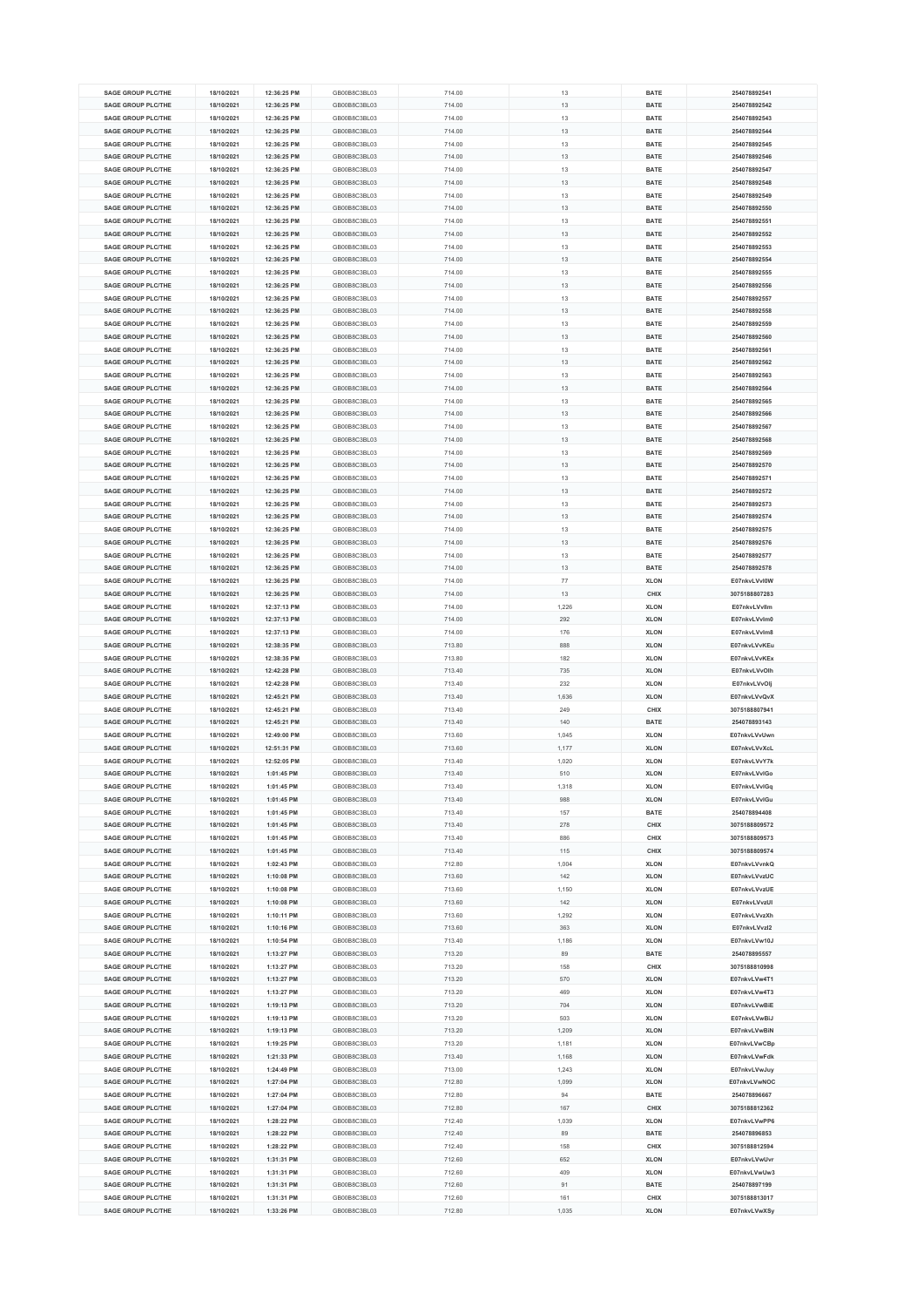| | | | | | | | |
|---|---|---|---|---|---|---|---|
| SAGE GROUP PLC/THE | 18/10/2021 | 12:36:25 PM | GB00B8C3BL03 | 714.00 | 13 | BATE | 254078892541 |
| SAGE GROUP PLC/THE | 18/10/2021 | 12:36:25 PM | GB00B8C3BL03 | 714.00 | 13 | BATE | 254078892542 |
| SAGE GROUP PLC/THE | 18/10/2021 | 12:36:25 PM | GB00B8C3BL03 | 714.00 | 13 | BATE | 254078892543 |
| SAGE GROUP PLC/THE | 18/10/2021 | 12:36:25 PM | GB00B8C3BL03 | 714.00 | 13 | BATE | 254078892544 |
| SAGE GROUP PLC/THE | 18/10/2021 | 12:36:25 PM | GB00B8C3BL03 | 714.00 | 13 | BATE | 254078892545 |
| SAGE GROUP PLC/THE | 18/10/2021 | 12:36:25 PM | GB00B8C3BL03 | 714.00 | 13 | BATE | 254078892546 |
| SAGE GROUP PLC/THE | 18/10/2021 | 12:36:25 PM | GB00B8C3BL03 | 714.00 | 13 | BATE | 254078892547 |
| SAGE GROUP PLC/THE | 18/10/2021 | 12:36:25 PM | GB00B8C3BL03 | 714.00 | 13 | BATE | 254078892548 |
| SAGE GROUP PLC/THE | 18/10/2021 | 12:36:25 PM | GB00B8C3BL03 | 714.00 | 13 | BATE | 254078892549 |
| SAGE GROUP PLC/THE | 18/10/2021 | 12:36:25 PM | GB00B8C3BL03 | 714.00 | 13 | BATE | 254078892550 |
| SAGE GROUP PLC/THE | 18/10/2021 | 12:36:25 PM | GB00B8C3BL03 | 714.00 | 13 | BATE | 254078892551 |
| SAGE GROUP PLC/THE | 18/10/2021 | 12:36:25 PM | GB00B8C3BL03 | 714.00 | 13 | BATE | 254078892552 |
| SAGE GROUP PLC/THE | 18/10/2021 | 12:36:25 PM | GB00B8C3BL03 | 714.00 | 13 | BATE | 254078892553 |
| SAGE GROUP PLC/THE | 18/10/2021 | 12:36:25 PM | GB00B8C3BL03 | 714.00 | 13 | BATE | 254078892554 |
| SAGE GROUP PLC/THE | 18/10/2021 | 12:36:25 PM | GB00B8C3BL03 | 714.00 | 13 | BATE | 254078892555 |
| SAGE GROUP PLC/THE | 18/10/2021 | 12:36:25 PM | GB00B8C3BL03 | 714.00 | 13 | BATE | 254078892556 |
| SAGE GROUP PLC/THE | 18/10/2021 | 12:36:25 PM | GB00B8C3BL03 | 714.00 | 13 | BATE | 254078892557 |
| SAGE GROUP PLC/THE | 18/10/2021 | 12:36:25 PM | GB00B8C3BL03 | 714.00 | 13 | BATE | 254078892558 |
| SAGE GROUP PLC/THE | 18/10/2021 | 12:36:25 PM | GB00B8C3BL03 | 714.00 | 13 | BATE | 254078892559 |
| SAGE GROUP PLC/THE | 18/10/2021 | 12:36:25 PM | GB00B8C3BL03 | 714.00 | 13 | BATE | 254078892560 |
| SAGE GROUP PLC/THE | 18/10/2021 | 12:36:25 PM | GB00B8C3BL03 | 714.00 | 13 | BATE | 254078892561 |
| SAGE GROUP PLC/THE | 18/10/2021 | 12:36:25 PM | GB00B8C3BL03 | 714.00 | 13 | BATE | 254078892562 |
| SAGE GROUP PLC/THE | 18/10/2021 | 12:36:25 PM | GB00B8C3BL03 | 714.00 | 13 | BATE | 254078892563 |
| SAGE GROUP PLC/THE | 18/10/2021 | 12:36:25 PM | GB00B8C3BL03 | 714.00 | 13 | BATE | 254078892564 |
| SAGE GROUP PLC/THE | 18/10/2021 | 12:36:25 PM | GB00B8C3BL03 | 714.00 | 13 | BATE | 254078892565 |
| SAGE GROUP PLC/THE | 18/10/2021 | 12:36:25 PM | GB00B8C3BL03 | 714.00 | 13 | BATE | 254078892566 |
| SAGE GROUP PLC/THE | 18/10/2021 | 12:36:25 PM | GB00B8C3BL03 | 714.00 | 13 | BATE | 254078892567 |
| SAGE GROUP PLC/THE | 18/10/2021 | 12:36:25 PM | GB00B8C3BL03 | 714.00 | 13 | BATE | 254078892568 |
| SAGE GROUP PLC/THE | 18/10/2021 | 12:36:25 PM | GB00B8C3BL03 | 714.00 | 13 | BATE | 254078892569 |
| SAGE GROUP PLC/THE | 18/10/2021 | 12:36:25 PM | GB00B8C3BL03 | 714.00 | 13 | BATE | 254078892570 |
| SAGE GROUP PLC/THE | 18/10/2021 | 12:36:25 PM | GB00B8C3BL03 | 714.00 | 13 | BATE | 254078892571 |
| SAGE GROUP PLC/THE | 18/10/2021 | 12:36:25 PM | GB00B8C3BL03 | 714.00 | 13 | BATE | 254078892572 |
| SAGE GROUP PLC/THE | 18/10/2021 | 12:36:25 PM | GB00B8C3BL03 | 714.00 | 13 | BATE | 254078892573 |
| SAGE GROUP PLC/THE | 18/10/2021 | 12:36:25 PM | GB00B8C3BL03 | 714.00 | 13 | BATE | 254078892574 |
| SAGE GROUP PLC/THE | 18/10/2021 | 12:36:25 PM | GB00B8C3BL03 | 714.00 | 13 | BATE | 254078892575 |
| SAGE GROUP PLC/THE | 18/10/2021 | 12:36:25 PM | GB00B8C3BL03 | 714.00 | 13 | BATE | 254078892576 |
| SAGE GROUP PLC/THE | 18/10/2021 | 12:36:25 PM | GB00B8C3BL03 | 714.00 | 13 | BATE | 254078892577 |
| SAGE GROUP PLC/THE | 18/10/2021 | 12:36:25 PM | GB00B8C3BL03 | 714.00 | 13 | BATE | 254078892578 |
| SAGE GROUP PLC/THE | 18/10/2021 | 12:36:25 PM | GB00B8C3BL03 | 714.00 | 77 | XLON | E07nkvLVvl0W |
| SAGE GROUP PLC/THE | 18/10/2021 | 12:36:25 PM | GB00B8C3BL03 | 714.00 | 13 | CHIX | 3075188807283 |
| SAGE GROUP PLC/THE | 18/10/2021 | 12:37:13 PM | GB00B8C3BL03 | 714.00 | 1,226 | XLON | E07nkvLVvlm |
| SAGE GROUP PLC/THE | 18/10/2021 | 12:37:13 PM | GB00B8C3BL03 | 714.00 | 292 | XLON | E07nkvLVvlm0 |
| SAGE GROUP PLC/THE | 18/10/2021 | 12:37:13 PM | GB00B8C3BL03 | 714.00 | 176 | XLON | E07nkvLVvlm8 |
| SAGE GROUP PLC/THE | 18/10/2021 | 12:38:35 PM | GB00B8C3BL03 | 713.80 | 888 | XLON | E07nkvLVvKEu |
| SAGE GROUP PLC/THE | 18/10/2021 | 12:38:35 PM | GB00B8C3BL03 | 713.80 | 182 | XLON | E07nkvLVvKEx |
| SAGE GROUP PLC/THE | 18/10/2021 | 12:42:28 PM | GB00B8C3BL03 | 713.40 | 735 | XLON | E07nkvLVvOlh |
| SAGE GROUP PLC/THE | 18/10/2021 | 12:42:28 PM | GB00B8C3BL03 | 713.40 | 232 | XLON | E07nkvLVvOlj |
| SAGE GROUP PLC/THE | 18/10/2021 | 12:45:21 PM | GB00B8C3BL03 | 713.40 | 1,636 | XLON | E07nkvLVvQvX |
| SAGE GROUP PLC/THE | 18/10/2021 | 12:45:21 PM | GB00B8C3BL03 | 713.40 | 249 | CHIX | 3075188807941 |
| SAGE GROUP PLC/THE | 18/10/2021 | 12:45:21 PM | GB00B8C3BL03 | 713.40 | 140 | BATE | 254078893143 |
| SAGE GROUP PLC/THE | 18/10/2021 | 12:49:00 PM | GB00B8C3BL03 | 713.60 | 1,045 | XLON | E07nkvLVvUwn |
| SAGE GROUP PLC/THE | 18/10/2021 | 12:51:31 PM | GB00B8C3BL03 | 713.60 | 1,177 | XLON | E07nkvLVvXcL |
| SAGE GROUP PLC/THE | 18/10/2021 | 12:52:05 PM | GB00B8C3BL03 | 713.40 | 1,020 | XLON | E07nkvLVvY7k |
| SAGE GROUP PLC/THE | 18/10/2021 | 1:01:45 PM | GB00B8C3BL03 | 713.40 | 510 | XLON | E07nkvLVvlGo |
| SAGE GROUP PLC/THE | 18/10/2021 | 1:01:45 PM | GB00B8C3BL03 | 713.40 | 1,318 | XLON | E07nkvLVvlGq |
| SAGE GROUP PLC/THE | 18/10/2021 | 1:01:45 PM | GB00B8C3BL03 | 713.40 | 988 | XLON | E07nkvLVvlGu |
| SAGE GROUP PLC/THE | 18/10/2021 | 1:01:45 PM | GB00B8C3BL03 | 713.40 | 157 | BATE | 254078894408 |
| SAGE GROUP PLC/THE | 18/10/2021 | 1:01:45 PM | GB00B8C3BL03 | 713.40 | 278 | CHIX | 3075188809572 |
| SAGE GROUP PLC/THE | 18/10/2021 | 1:01:45 PM | GB00B8C3BL03 | 713.40 | 886 | CHIX | 3075188809573 |
| SAGE GROUP PLC/THE | 18/10/2021 | 1:01:45 PM | GB00B8C3BL03 | 713.40 | 115 | CHIX | 3075188809574 |
| SAGE GROUP PLC/THE | 18/10/2021 | 1:02:43 PM | GB00B8C3BL03 | 712.80 | 1,004 | XLON | E07nkvLVvnkQ |
| SAGE GROUP PLC/THE | 18/10/2021 | 1:10:08 PM | GB00B8C3BL03 | 713.60 | 142 | XLON | E07nkvLVvzUC |
| SAGE GROUP PLC/THE | 18/10/2021 | 1:10:08 PM | GB00B8C3BL03 | 713.60 | 1,150 | XLON | E07nkvLVvzUE |
| SAGE GROUP PLC/THE | 18/10/2021 | 1:10:08 PM | GB00B8C3BL03 | 713.60 | 142 | XLON | E07nkvLVvzUI |
| SAGE GROUP PLC/THE | 18/10/2021 | 1:10:11 PM | GB00B8C3BL03 | 713.60 | 1,292 | XLON | E07nkvLVvzXh |
| SAGE GROUP PLC/THE | 18/10/2021 | 1:10:16 PM | GB00B8C3BL03 | 713.60 | 363 | XLON | E07nkvLVvzl2 |
| SAGE GROUP PLC/THE | 18/10/2021 | 1:10:54 PM | GB00B8C3BL03 | 713.40 | 1,186 | XLON | E07nkvLVw10J |
| SAGE GROUP PLC/THE | 18/10/2021 | 1:13:27 PM | GB00B8C3BL03 | 713.20 | 89 | BATE | 254078895557 |
| SAGE GROUP PLC/THE | 18/10/2021 | 1:13:27 PM | GB00B8C3BL03 | 713.20 | 158 | CHIX | 3075188810998 |
| SAGE GROUP PLC/THE | 18/10/2021 | 1:13:27 PM | GB00B8C3BL03 | 713.20 | 570 | XLON | E07nkvLVw4T1 |
| SAGE GROUP PLC/THE | 18/10/2021 | 1:13:27 PM | GB00B8C3BL03 | 713.20 | 469 | XLON | E07nkvLVw4T3 |
| SAGE GROUP PLC/THE | 18/10/2021 | 1:19:13 PM | GB00B8C3BL03 | 713.20 | 704 | XLON | E07nkvLVwBiE |
| SAGE GROUP PLC/THE | 18/10/2021 | 1:19:13 PM | GB00B8C3BL03 | 713.20 | 503 | XLON | E07nkvLVwBiJ |
| SAGE GROUP PLC/THE | 18/10/2021 | 1:19:13 PM | GB00B8C3BL03 | 713.20 | 1,209 | XLON | E07nkvLVwBiN |
| SAGE GROUP PLC/THE | 18/10/2021 | 1:19:25 PM | GB00B8C3BL03 | 713.20 | 1,181 | XLON | E07nkvLVwCBp |
| SAGE GROUP PLC/THE | 18/10/2021 | 1:21:33 PM | GB00B8C3BL03 | 713.40 | 1,168 | XLON | E07nkvLVwFdk |
| SAGE GROUP PLC/THE | 18/10/2021 | 1:24:49 PM | GB00B8C3BL03 | 713.00 | 1,243 | XLON | E07nkvLVwJuy |
| SAGE GROUP PLC/THE | 18/10/2021 | 1:27:04 PM | GB00B8C3BL03 | 712.80 | 1,099 | XLON | E07nkvLVwNOC |
| SAGE GROUP PLC/THE | 18/10/2021 | 1:27:04 PM | GB00B8C3BL03 | 712.80 | 94 | BATE | 254078896667 |
| SAGE GROUP PLC/THE | 18/10/2021 | 1:27:04 PM | GB00B8C3BL03 | 712.80 | 167 | CHIX | 3075188812362 |
| SAGE GROUP PLC/THE | 18/10/2021 | 1:28:22 PM | GB00B8C3BL03 | 712.40 | 1,039 | XLON | E07nkvLVwPP6 |
| SAGE GROUP PLC/THE | 18/10/2021 | 1:28:22 PM | GB00B8C3BL03 | 712.40 | 89 | BATE | 254078896853 |
| SAGE GROUP PLC/THE | 18/10/2021 | 1:28:22 PM | GB00B8C3BL03 | 712.40 | 158 | CHIX | 3075188812594 |
| SAGE GROUP PLC/THE | 18/10/2021 | 1:31:31 PM | GB00B8C3BL03 | 712.60 | 652 | XLON | E07nkvLVwUvr |
| SAGE GROUP PLC/THE | 18/10/2021 | 1:31:31 PM | GB00B8C3BL03 | 712.60 | 409 | XLON | E07nkvLVwUw3 |
| SAGE GROUP PLC/THE | 18/10/2021 | 1:31:31 PM | GB00B8C3BL03 | 712.60 | 91 | BATE | 254078897199 |
| SAGE GROUP PLC/THE | 18/10/2021 | 1:31:31 PM | GB00B8C3BL03 | 712.60 | 161 | CHIX | 3075188813017 |
| SAGE GROUP PLC/THE | 18/10/2021 | 1:33:26 PM | GB00B8C3BL03 | 712.80 | 1,035 | XLON | E07nkvLVwXSy |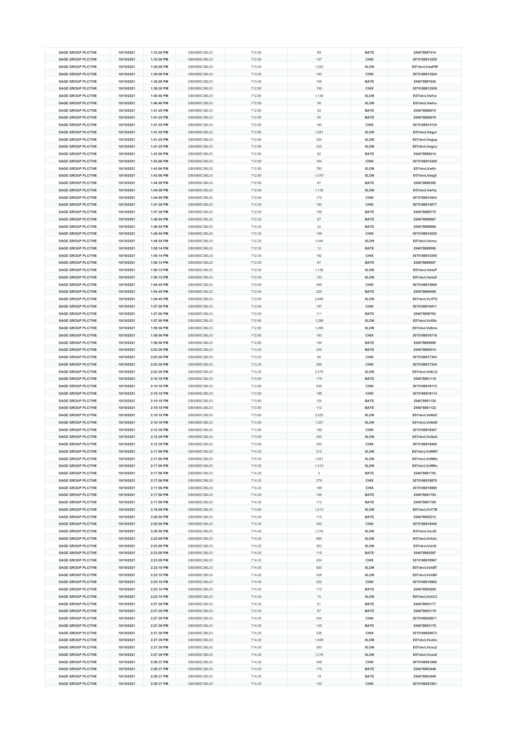| SAGE GROUP PLC/THE | 18/10/2021 | 1:33:26 PM | GB00B8C3BL03 | 712.80 | 89 | BATE | 254078897414 |
|---|---|---|---|---|---|---|---|
| SAGE GROUP PLC/THE | 18/10/2021 | 1:33:26 PM | GB00B8C3BL03 | 712.80 | 157 | CHIX | 3075188813259 |
| SAGE GROUP PLC/THE | 18/10/2021 | 1:36:08 PM | GB00B8C3BL03 | 713.00 | 1,222 | XLON | E07nkvLVwaPW |
| SAGE GROUP PLC/THE | 18/10/2021 | 1:36:08 PM | GB00B8C3BL03 | 713.00 | 185 | CHIX | 3075188813524 |
| SAGE GROUP PLC/THE | 18/10/2021 | 1:36:08 PM | GB00B8C3BL03 | 713.00 | 105 | BATE | 254078897642 |
| SAGE GROUP PLC/THE | 18/10/2021 | 1:36:30 PM | GB00B8C3BL03 | 712.80 | 159 | CHIX | 3075188813559 |
| SAGE GROUP PLC/THE | 18/10/2021 | 1:40:40 PM | GB00B8C3BL03 | 712.80 | 1,136 | XLON | E07nkvLVwfvs |
| SAGE GROUP PLC/THE | 18/10/2021 | 1:40:40 PM | GB00B8C3BL03 | 712.80 | 56 | XLON | E07nkvLVwfvu |
| SAGE GROUP PLC/THE | 18/10/2021 | 1:41:25 PM | GB00B8C3BL03 | 712.80 | 52 | BATE | 254078898075 |
| SAGE GROUP PLC/THE | 18/10/2021 | 1:41:25 PM | GB00B8C3BL03 | 712.80 | 55 | BATE | 254078898076 |
| SAGE GROUP PLC/THE | 18/10/2021 | 1:41:25 PM | GB00B8C3BL03 | 712.80 | 190 | CHIX | 3075188814134 |
| SAGE GROUP PLC/THE | 18/10/2021 | 1:41:25 PM | GB00B8C3BL03 | 712.80 | 1,081 | XLON | E07nkvLVwgcl |
| SAGE GROUP PLC/THE | 18/10/2021 | 1:41:25 PM | GB00B8C3BL03 | 712.80 | 234 | XLON | E07nkvLVwgcp |
| SAGE GROUP PLC/THE | 18/10/2021 | 1:41:25 PM | GB00B8C3BL03 | 712.80 | 233 | XLON | E07nkvLVwgcu |
| SAGE GROUP PLC/THE | 18/10/2021 | 1:43:06 PM | GB00B8C3BL03 | 712.80 | 92 | BATE | 254078898214 |
| SAGE GROUP PLC/THE | 18/10/2021 | 1:43:06 PM | GB00B8C3BL03 | 712.80 | 164 | CHIX | 3075188814300 |
| SAGE GROUP PLC/THE | 18/10/2021 | 1:43:06 PM | GB00B8C3BL03 | 712.80 | 783 | XLON | E07nkvLVwifv |
| SAGE GROUP PLC/THE | 18/10/2021 | 1:43:06 PM | GB00B8C3BL03 | 712.80 | 1,079 | XLON | E07nkvLVwig5 |
| SAGE GROUP PLC/THE | 18/10/2021 | 1:44:59 PM | GB00B8C3BL03 | 712.60 | 97 | BATE | 254078898382 |
| SAGE GROUP PLC/THE | 18/10/2021 | 1:44:59 PM | GB00B8C3BL03 | 712.60 | 1,136 | XLON | E07nkvLVwl1p |
| SAGE GROUP PLC/THE | 18/10/2021 | 1:44:59 PM | GB00B8C3BL03 | 712.60 | 173 | CHIX | 3075188814543 |
| SAGE GROUP PLC/THE | 18/10/2021 | 1:47:38 PM | GB00B8C3BL03 | 712.00 | 193 | CHIX | 3075188815077 |
| SAGE GROUP PLC/THE | 18/10/2021 | 1:47:38 PM | GB00B8C3BL03 | 712.00 | 109 | BATE | 254078898770 |
| SAGE GROUP PLC/THE | 18/10/2021 | 1:48:54 PM | GB00B8C3BL03 | 712.20 | 67 | BATE | 254078898887 |
| SAGE GROUP PLC/THE | 18/10/2021 | 1:48:54 PM | GB00B8C3BL03 | 712.20 | 22 | BATE | 254078898888 |
| SAGE GROUP PLC/THE | 18/10/2021 | 1:48:54 PM | GB00B8C3BL03 | 712.20 | 159 | CHIX | 3075188815252 |
| SAGE GROUP PLC/THE | 18/10/2021 | 1:48:54 PM | GB00B8C3BL03 | 712.20 | 1,044 | XLON | E07nkvLVwrsu |
| SAGE GROUP PLC/THE | 18/10/2021 | 1:50:14 PM | GB00B8C3BL03 | 712.00 | 12 | BATE | 254078899006 |
| SAGE GROUP PLC/THE | 18/10/2021 | 1:50:14 PM | GB00B8C3BL03 | 712.00 | 192 | CHIX | 3075188815395 |
| SAGE GROUP PLC/THE | 18/10/2021 | 1:50:14 PM | GB00B8C3BL03 | 712.00 | 97 | BATE | 254078899007 |
| SAGE GROUP PLC/THE | 18/10/2021 | 1:50:15 PM | GB00B8C3BL03 | 712.00 | 1,136 | XLON | E07nkvLVwtsP |
| SAGE GROUP PLC/THE | 18/10/2021 | 1:50:15 PM | GB00B8C3BL03 | 712.00 | 133 | XLON | E07nkvLVwtsS |
| SAGE GROUP PLC/THE | 18/10/2021 | 1:54:45 PM | GB00B8C3BL03 | 712.60 | 406 | CHIX | 3075188815966 |
| SAGE GROUP PLC/THE | 18/10/2021 | 1:54:45 PM | GB00B8C3BL03 | 712.60 | 229 | BATE | 254078899408 |
| SAGE GROUP PLC/THE | 18/10/2021 | 1:54:45 PM | GB00B8C3BL03 | 712.60 | 2,668 | XLON | E07nkvLVx1PG |
| SAGE GROUP PLC/THE | 18/10/2021 | 1:57:50 PM | GB00B8C3BL03 | 712.60 | 197 | CHIX | 3075188816411 |
| SAGE GROUP PLC/THE | 18/10/2021 | 1:57:50 PM | GB00B8C3BL03 | 712.60 | 111 | BATE | 254078899762 |
| SAGE GROUP PLC/THE | 18/10/2021 | 1:57:50 PM | GB00B8C3BL03 | 712.60 | 1,298 | XLON | E07nkvLVx5Xx |
| SAGE GROUP PLC/THE | 18/10/2021 | 1:59:56 PM | GB00B8C3BL03 | 712.80 | 1,269 | XLON | E07nkvLVx8mo |
| SAGE GROUP PLC/THE | 18/10/2021 | 1:59:56 PM | GB00B8C3BL03 | 712.80 | 193 | CHIX | 3075188816716 |
| SAGE GROUP PLC/THE | 18/10/2021 | 1:59:56 PM | GB00B8C3BL03 | 712.80 | 109 | BATE | 254078899995 |
| SAGE GROUP PLC/THE | 18/10/2021 | 2:03:26 PM | GB00B8C3BL03 | 713.20 | 204 | BATE | 254078900514 |
| SAGE GROUP PLC/THE | 18/10/2021 | 2:03:26 PM | GB00B8C3BL03 | 713.20 | 66 | CHIX | 3075188817343 |
| SAGE GROUP PLC/THE | 18/10/2021 | 2:03:26 PM | GB00B8C3BL03 | 713.20 | 296 | CHIX | 3075188817344 |
| SAGE GROUP PLC/THE | 18/10/2021 | 2:03:26 PM | GB00B8C3BL03 | 713.20 | 2,378 | XLON | E07nkvLVxELO |
| SAGE GROUP PLC/THE | 18/10/2021 | 2:10:18 PM | GB00B8C3BL03 | 713.80 | 179 | BATE | 254078901119 |
| SAGE GROUP PLC/THE | 18/10/2021 | 2:10:18 PM | GB00B8C3BL03 | 713.80 | 536 | CHIX | 3075188818112 |
| SAGE GROUP PLC/THE | 18/10/2021 | 2:10:18 PM | GB00B8C3BL03 | 713.80 | 198 | CHIX | 3075188818114 |
| SAGE GROUP PLC/THE | 18/10/2021 | 2:10:18 PM | GB00B8C3BL03 | 713.80 | 124 | BATE | 254078901120 |
| SAGE GROUP PLC/THE | 18/10/2021 | 2:10:18 PM | GB00B8C3BL03 | 713.80 | 112 | BATE | 254078901122 |
| SAGE GROUP PLC/THE | 18/10/2021 | 2:10:18 PM | GB00B8C3BL03 | 713.80 | 3,525 | XLON | E07nkvLVxNdC |
| SAGE GROUP PLC/THE | 18/10/2021 | 2:10:18 PM | GB00B8C3BL03 | 713.80 | 1,307 | XLON | E07nkvLVxNdG |
| SAGE GROUP PLC/THE | 18/10/2021 | 2:12:39 PM | GB00B8C3BL03 | 713.80 | 189 | CHIX | 3075188818407 |
| SAGE GROUP PLC/THE | 18/10/2021 | 2:12:39 PM | GB00B8C3BL03 | 713.80 | 350 | XLON | E07nkvLVxQsA |
| SAGE GROUP PLC/THE | 18/10/2021 | 2:12:39 PM | GB00B8C3BL03 | 713.80 | 320 | CHIX | 3075188818408 |
| SAGE GROUP PLC/THE | 18/10/2021 | 2:17:06 PM | GB00B8C3BL03 | 714.20 | 212 | XLON | E07nkvLVxWNY |
| SAGE GROUP PLC/THE | 18/10/2021 | 2:17:06 PM | GB00B8C3BL03 | 714.20 | 1,621 | XLON | E07nkvLVxWNa |
| SAGE GROUP PLC/THE | 18/10/2021 | 2:17:06 PM | GB00B8C3BL03 | 714.20 | 1,310 | XLON | E07nkvLVxWNc |
| SAGE GROUP PLC/THE | 18/10/2021 | 2:17:06 PM | GB00B8C3BL03 | 714.20 | 2 | BATE | 254078901762 |
| SAGE GROUP PLC/THE | 18/10/2021 | 2:17:06 PM | GB00B8C3BL03 | 714.20 | 279 | CHIX | 3075188818879 |
| SAGE GROUP PLC/THE | 18/10/2021 | 2:17:06 PM | GB00B8C3BL03 | 714.20 | 199 | CHIX | 3075188818880 |
| SAGE GROUP PLC/THE | 18/10/2021 | 2:17:06 PM | GB00B8C3BL03 | 714.20 | 155 | BATE | 254078901763 |
| SAGE GROUP PLC/THE | 18/10/2021 | 2:17:06 PM | GB00B8C3BL03 | 714.20 | 112 | BATE | 254078901765 |
| SAGE GROUP PLC/THE | 18/10/2021 | 2:18:08 PM | GB00B8C3BL03 | 713.80 | 1,213 | XLON | E07nkvLVxY7B |
| SAGE GROUP PLC/THE | 18/10/2021 | 2:20:50 PM | GB00B8C3BL03 | 714.40 | 113 | BATE | 254078902212 |
| SAGE GROUP PLC/THE | 18/10/2021 | 2:20:50 PM | GB00B8C3BL03 | 714.40 | 200 | CHIX | 3075188819446 |
| SAGE GROUP PLC/THE | 18/10/2021 | 2:20:50 PM | GB00B8C3BL03 | 714.40 | 1,316 | XLON | E07nkvLVxclG |
| SAGE GROUP PLC/THE | 18/10/2021 | 2:23:09 PM | GB00B8C3BL03 | 714.20 | 984 | XLON | E07nkvLVxh2n |
| SAGE GROUP PLC/THE | 18/10/2021 | 2:23:09 PM | GB00B8C3BL03 | 714.20 | 363 | XLON | E07nkvLVxh2t |
| SAGE GROUP PLC/THE | 18/10/2021 | 2:23:09 PM | GB00B8C3BL03 | 714.20 | 116 | BATE | 254078902587 |
| SAGE GROUP PLC/THE | 18/10/2021 | 2:23:09 PM | GB00B8C3BL03 | 714.20 | 204 | CHIX | 3075188819967 |
| SAGE GROUP PLC/THE | 18/10/2021 | 2:23:10 PM | GB00B8C3BL03 | 714.00 | 920 | XLON | E07nkvLVxhBT |
| SAGE GROUP PLC/THE | 18/10/2021 | 2:23:10 PM | GB00B8C3BL03 | 714.00 | 538 | XLON | E07nkvLVxhBV |
| SAGE GROUP PLC/THE | 18/10/2021 | 2:23:10 PM | GB00B8C3BL03 | 714.00 | 222 | CHIX | 3075188819982 |
| SAGE GROUP PLC/THE | 18/10/2021 | 2:23:10 PM | GB00B8C3BL03 | 714.00 | 110 | BATE | 254078902600 |
| SAGE GROUP PLC/THE | 18/10/2021 | 2:23:10 PM | GB00B8C3BL03 | 714.00 | 15 | XLON | E07nkvLVxhC3 |
| SAGE GROUP PLC/THE | 18/10/2021 | 2:27:39 PM | GB00B8C3BL03 | 714.20 | 51 | BATE | 254078903177 |
| SAGE GROUP PLC/THE | 18/10/2021 | 2:27:39 PM | GB00B8C3BL03 | 714.20 | 87 | BATE | 254078903178 |
| SAGE GROUP PLC/THE | 18/10/2021 | 2:27:39 PM | GB00B8C3BL03 | 714.20 | 244 | CHIX | 3075188820671 |
| SAGE GROUP PLC/THE | 18/10/2021 | 2:27:39 PM | GB00B8C3BL03 | 714.20 | 135 | BATE | 254078903179 |
| SAGE GROUP PLC/THE | 18/10/2021 | 2:27:39 PM | GB00B8C3BL03 | 714.20 | 238 | CHIX | 3075188820673 |
| SAGE GROUP PLC/THE | 18/10/2021 | 2:27:39 PM | GB00B8C3BL03 | 714.20 | 1,608 | XLON | E07nkvLVxotm |
| SAGE GROUP PLC/THE | 18/10/2021 | 2:27:39 PM | GB00B8C3BL03 | 714.20 | 350 | XLON | E07nkvLVxou2 |
| SAGE GROUP PLC/THE | 18/10/2021 | 2:27:39 PM | GB00B8C3BL03 | 714.20 | 1,218 | XLON | E07nkvLVxou8 |
| SAGE GROUP PLC/THE | 18/10/2021 | 2:29:37 PM | GB00B8C3BL03 | 714.20 | 249 | CHIX | 3075188821060 |
| SAGE GROUP PLC/THE | 18/10/2021 | 2:29:37 PM | GB00B8C3BL03 | 714.20 | 179 | BATE | 254078903448 |
| SAGE GROUP PLC/THE | 18/10/2021 | 2:29:37 PM | GB00B8C3BL03 | 714.20 | 19 | BATE | 254078903449 |
| SAGE GROUP PLC/THE | 18/10/2021 | 2:29:37 PM | GB00B8C3BL03 | 714.20 | 102 | CHIX | 3075188821061 |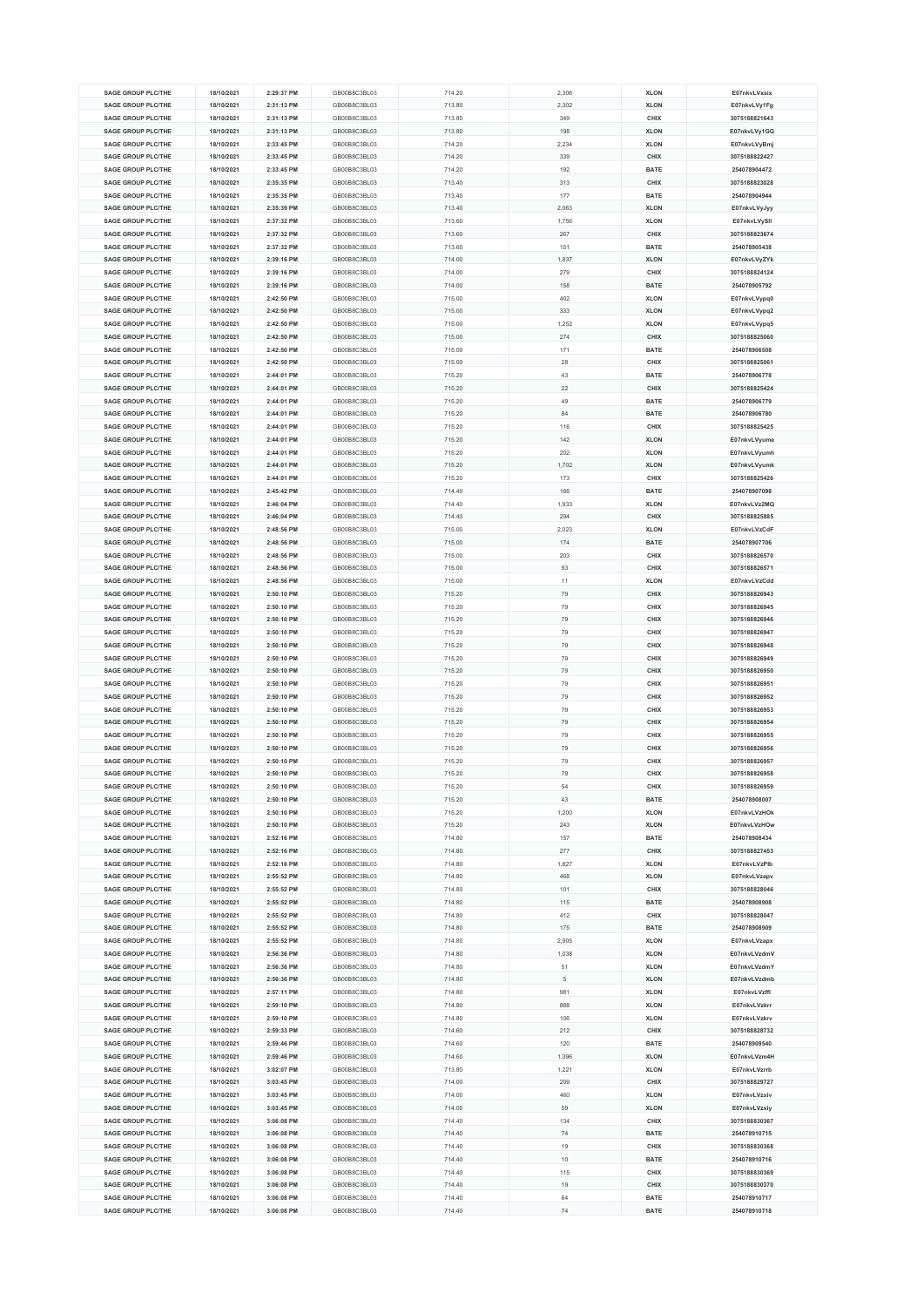| SAGE GROUP PLC/THE | 18/10/2021 | 2:29:37 PM | GB00B8C3BL03 | 714.20 | 2,306 | XLON | E07nkvLVxsix |
|---|---|---|---|---|---|---|---|
| SAGE GROUP PLC/THE | 18/10/2021 | 2:31:13 PM | GB00B8C3BL03 | 713.80 | 2,302 | XLON | E07nkvLVy1Fg |
| SAGE GROUP PLC/THE | 18/10/2021 | 2:31:13 PM | GB00B8C3BL03 | 713.80 | 349 | CHIX | 3075188821643 |
| SAGE GROUP PLC/THE | 18/10/2021 | 2:31:13 PM | GB00B8C3BL03 | 713.80 | 198 | XLON | E07nkvLVy1GG |
| SAGE GROUP PLC/THE | 18/10/2021 | 2:33:45 PM | GB00B8C3BL03 | 714.20 | 2,234 | XLON | E07nkvLVyBmj |
| SAGE GROUP PLC/THE | 18/10/2021 | 2:33:45 PM | GB00B8C3BL03 | 714.20 | 339 | CHIX | 3075188822427 |
| SAGE GROUP PLC/THE | 18/10/2021 | 2:33:45 PM | GB00B8C3BL03 | 714.20 | 192 | BATE | 254078904472 |
| SAGE GROUP PLC/THE | 18/10/2021 | 2:35:35 PM | GB00B8C3BL03 | 713.40 | 313 | CHIX | 3075188823028 |
| SAGE GROUP PLC/THE | 18/10/2021 | 2:35:35 PM | GB00B8C3BL03 | 713.40 | 177 | BATE | 254078904944 |
| SAGE GROUP PLC/THE | 18/10/2021 | 2:35:39 PM | GB00B8C3BL03 | 713.40 | 2,063 | XLON | E07nkvLVyJyy |
| SAGE GROUP PLC/THE | 18/10/2021 | 2:37:32 PM | GB00B8C3BL03 | 713.60 | 1,756 | XLON | E07nkvLVySII |
| SAGE GROUP PLC/THE | 18/10/2021 | 2:37:32 PM | GB00B8C3BL03 | 713.60 | 267 | CHIX | 3075188823674 |
| SAGE GROUP PLC/THE | 18/10/2021 | 2:37:32 PM | GB00B8C3BL03 | 713.60 | 151 | BATE | 254078905438 |
| SAGE GROUP PLC/THE | 18/10/2021 | 2:39:16 PM | GB00B8C3BL03 | 714.00 | 1,837 | XLON | E07nkvLVyZYk |
| SAGE GROUP PLC/THE | 18/10/2021 | 2:39:16 PM | GB00B8C3BL03 | 714.00 | 279 | CHIX | 3075188824124 |
| SAGE GROUP PLC/THE | 18/10/2021 | 2:39:16 PM | GB00B8C3BL03 | 714.00 | 158 | BATE | 254078905792 |
| SAGE GROUP PLC/THE | 18/10/2021 | 2:42:50 PM | GB00B8C3BL03 | 715.00 | 402 | XLON | E07nkvLVypq0 |
| SAGE GROUP PLC/THE | 18/10/2021 | 2:42:50 PM | GB00B8C3BL03 | 715.00 | 333 | XLON | E07nkvLVypq2 |
| SAGE GROUP PLC/THE | 18/10/2021 | 2:42:50 PM | GB00B8C3BL03 | 715.00 | 1,252 | XLON | E07nkvLVypq5 |
| SAGE GROUP PLC/THE | 18/10/2021 | 2:42:50 PM | GB00B8C3BL03 | 715.00 | 274 | CHIX | 3075188825060 |
| SAGE GROUP PLC/THE | 18/10/2021 | 2:42:50 PM | GB00B8C3BL03 | 715.00 | 171 | BATE | 254078906508 |
| SAGE GROUP PLC/THE | 18/10/2021 | 2:42:50 PM | GB00B8C3BL03 | 715.00 | 28 | CHIX | 3075188825061 |
| SAGE GROUP PLC/THE | 18/10/2021 | 2:44:01 PM | GB00B8C3BL03 | 715.20 | 43 | BATE | 254078906778 |
| SAGE GROUP PLC/THE | 18/10/2021 | 2:44:01 PM | GB00B8C3BL03 | 715.20 | 22 | CHIX | 3075188825424 |
| SAGE GROUP PLC/THE | 18/10/2021 | 2:44:01 PM | GB00B8C3BL03 | 715.20 | 49 | BATE | 254078906779 |
| SAGE GROUP PLC/THE | 18/10/2021 | 2:44:01 PM | GB00B8C3BL03 | 715.20 | 84 | BATE | 254078906780 |
| SAGE GROUP PLC/THE | 18/10/2021 | 2:44:01 PM | GB00B8C3BL03 | 715.20 | 116 | CHIX | 3075188825425 |
| SAGE GROUP PLC/THE | 18/10/2021 | 2:44:01 PM | GB00B8C3BL03 | 715.20 | 142 | XLON | E07nkvLVyume |
| SAGE GROUP PLC/THE | 18/10/2021 | 2:44:01 PM | GB00B8C3BL03 | 715.20 | 202 | XLON | E07nkvLVyumh |
| SAGE GROUP PLC/THE | 18/10/2021 | 2:44:01 PM | GB00B8C3BL03 | 715.20 | 1,702 | XLON | E07nkvLVyumk |
| SAGE GROUP PLC/THE | 18/10/2021 | 2:44:01 PM | GB00B8C3BL03 | 715.20 | 173 | CHIX | 3075188825426 |
| SAGE GROUP PLC/THE | 18/10/2021 | 2:45:42 PM | GB00B8C3BL03 | 714.40 | 166 | BATE | 254078907098 |
| SAGE GROUP PLC/THE | 18/10/2021 | 2:46:04 PM | GB00B8C3BL03 | 714.40 | 1,933 | XLON | E07nkvLVz2MQ |
| SAGE GROUP PLC/THE | 18/10/2021 | 2:46:04 PM | GB00B8C3BL03 | 714.40 | 294 | CHIX | 3075188825885 |
| SAGE GROUP PLC/THE | 18/10/2021 | 2:48:56 PM | GB00B8C3BL03 | 715.00 | 2,023 | XLON | E07nkvLVzCdF |
| SAGE GROUP PLC/THE | 18/10/2021 | 2:48:56 PM | GB00B8C3BL03 | 715.00 | 174 | BATE | 254078907706 |
| SAGE GROUP PLC/THE | 18/10/2021 | 2:48:56 PM | GB00B8C3BL03 | 715.00 | 203 | CHIX | 3075188826570 |
| SAGE GROUP PLC/THE | 18/10/2021 | 2:48:56 PM | GB00B8C3BL03 | 715.00 | 93 | CHIX | 3075188826571 |
| SAGE GROUP PLC/THE | 18/10/2021 | 2:48:56 PM | GB00B8C3BL03 | 715.00 | 11 | XLON | E07nkvLVzCdd |
| SAGE GROUP PLC/THE | 18/10/2021 | 2:50:10 PM | GB00B8C3BL03 | 715.20 | 79 | CHIX | 3075188826943 |
| SAGE GROUP PLC/THE | 18/10/2021 | 2:50:10 PM | GB00B8C3BL03 | 715.20 | 79 | CHIX | 3075188826945 |
| SAGE GROUP PLC/THE | 18/10/2021 | 2:50:10 PM | GB00B8C3BL03 | 715.20 | 79 | CHIX | 3075188826946 |
| SAGE GROUP PLC/THE | 18/10/2021 | 2:50:10 PM | GB00B8C3BL03 | 715.20 | 79 | CHIX | 3075188826947 |
| SAGE GROUP PLC/THE | 18/10/2021 | 2:50:10 PM | GB00B8C3BL03 | 715.20 | 79 | CHIX | 3075188826948 |
| SAGE GROUP PLC/THE | 18/10/2021 | 2:50:10 PM | GB00B8C3BL03 | 715.20 | 79 | CHIX | 3075188826949 |
| SAGE GROUP PLC/THE | 18/10/2021 | 2:50:10 PM | GB00B8C3BL03 | 715.20 | 79 | CHIX | 3075188826950 |
| SAGE GROUP PLC/THE | 18/10/2021 | 2:50:10 PM | GB00B8C3BL03 | 715.20 | 79 | CHIX | 3075188826951 |
| SAGE GROUP PLC/THE | 18/10/2021 | 2:50:10 PM | GB00B8C3BL03 | 715.20 | 79 | CHIX | 3075188826952 |
| SAGE GROUP PLC/THE | 18/10/2021 | 2:50:10 PM | GB00B8C3BL03 | 715.20 | 79 | CHIX | 3075188826953 |
| SAGE GROUP PLC/THE | 18/10/2021 | 2:50:10 PM | GB00B8C3BL03 | 715.20 | 79 | CHIX | 3075188826954 |
| SAGE GROUP PLC/THE | 18/10/2021 | 2:50:10 PM | GB00B8C3BL03 | 715.20 | 79 | CHIX | 3075188826955 |
| SAGE GROUP PLC/THE | 18/10/2021 | 2:50:10 PM | GB00B8C3BL03 | 715.20 | 79 | CHIX | 3075188826956 |
| SAGE GROUP PLC/THE | 18/10/2021 | 2:50:10 PM | GB00B8C3BL03 | 715.20 | 79 | CHIX | 3075188826957 |
| SAGE GROUP PLC/THE | 18/10/2021 | 2:50:10 PM | GB00B8C3BL03 | 715.20 | 79 | CHIX | 3075188826958 |
| SAGE GROUP PLC/THE | 18/10/2021 | 2:50:10 PM | GB00B8C3BL03 | 715.20 | 54 | CHIX | 3075188826959 |
| SAGE GROUP PLC/THE | 18/10/2021 | 2:50:10 PM | GB00B8C3BL03 | 715.20 | 43 | BATE | 254078908007 |
| SAGE GROUP PLC/THE | 18/10/2021 | 2:50:10 PM | GB00B8C3BL03 | 715.20 | 1,200 | XLON | E07nkvLVzHOk |
| SAGE GROUP PLC/THE | 18/10/2021 | 2:50:10 PM | GB00B8C3BL03 | 715.20 | 243 | XLON | E07nkvLVzHOw |
| SAGE GROUP PLC/THE | 18/10/2021 | 2:52:16 PM | GB00B8C3BL03 | 714.80 | 157 | BATE | 254078908434 |
| SAGE GROUP PLC/THE | 18/10/2021 | 2:52:16 PM | GB00B8C3BL03 | 714.80 | 277 | CHIX | 3075188827453 |
| SAGE GROUP PLC/THE | 18/10/2021 | 2:52:16 PM | GB00B8C3BL03 | 714.80 | 1,827 | XLON | E07nkvLVzPlb |
| SAGE GROUP PLC/THE | 18/10/2021 | 2:55:52 PM | GB00B8C3BL03 | 714.80 | 468 | XLON | E07nkvLVzapv |
| SAGE GROUP PLC/THE | 18/10/2021 | 2:55:52 PM | GB00B8C3BL03 | 714.80 | 101 | CHIX | 3075188828046 |
| SAGE GROUP PLC/THE | 18/10/2021 | 2:55:52 PM | GB00B8C3BL03 | 714.80 | 115 | BATE | 254078908908 |
| SAGE GROUP PLC/THE | 18/10/2021 | 2:55:52 PM | GB00B8C3BL03 | 714.80 | 412 | CHIX | 3075188828047 |
| SAGE GROUP PLC/THE | 18/10/2021 | 2:55:52 PM | GB00B8C3BL03 | 714.80 | 175 | BATE | 254078908909 |
| SAGE GROUP PLC/THE | 18/10/2021 | 2:55:52 PM | GB00B8C3BL03 | 714.80 | 2,905 | XLON | E07nkvLVzapx |
| SAGE GROUP PLC/THE | 18/10/2021 | 2:56:36 PM | GB00B8C3BL03 | 714.80 | 1,038 | XLON | E07nkvLVzdmV |
| SAGE GROUP PLC/THE | 18/10/2021 | 2:56:36 PM | GB00B8C3BL03 | 714.80 | 51 | XLON | E07nkvLVzdmY |
| SAGE GROUP PLC/THE | 18/10/2021 | 2:56:36 PM | GB00B8C3BL03 | 714.80 | 5 | XLON | E07nkvLVzdmb |
| SAGE GROUP PLC/THE | 18/10/2021 | 2:57:11 PM | GB00B8C3BL03 | 714.80 | 981 | XLON | E07nkvLVzffl |
| SAGE GROUP PLC/THE | 18/10/2021 | 2:59:10 PM | GB00B8C3BL03 | 714.80 | 888 | XLON | E07nkvLVzkrr |
| SAGE GROUP PLC/THE | 18/10/2021 | 2:59:10 PM | GB00B8C3BL03 | 714.80 | 106 | XLON | E07nkvLVzkrv |
| SAGE GROUP PLC/THE | 18/10/2021 | 2:59:33 PM | GB00B8C3BL03 | 714.60 | 212 | CHIX | 3075188828732 |
| SAGE GROUP PLC/THE | 18/10/2021 | 2:59:46 PM | GB00B8C3BL03 | 714.60 | 120 | BATE | 254078909540 |
| SAGE GROUP PLC/THE | 18/10/2021 | 2:59:46 PM | GB00B8C3BL03 | 714.60 | 1,396 | XLON | E07nkvLVzm4H |
| SAGE GROUP PLC/THE | 18/10/2021 | 3:02:07 PM | GB00B8C3BL03 | 713.80 | 1,221 | XLON | E07nkvLVzrrb |
| SAGE GROUP PLC/THE | 18/10/2021 | 3:03:45 PM | GB00B8C3BL03 | 714.00 | 209 | CHIX | 3075188829727 |
| SAGE GROUP PLC/THE | 18/10/2021 | 3:03:45 PM | GB00B8C3BL03 | 714.00 | 460 | XLON | E07nkvLVzxiv |
| SAGE GROUP PLC/THE | 18/10/2021 | 3:03:45 PM | GB00B8C3BL03 | 714.00 | 59 | XLON | E07nkvLVzxiy |
| SAGE GROUP PLC/THE | 18/10/2021 | 3:06:08 PM | GB00B8C3BL03 | 714.40 | 134 | CHIX | 3075188830367 |
| SAGE GROUP PLC/THE | 18/10/2021 | 3:06:08 PM | GB00B8C3BL03 | 714.40 | 74 | BATE | 254078910715 |
| SAGE GROUP PLC/THE | 18/10/2021 | 3:06:08 PM | GB00B8C3BL03 | 714.40 | 19 | CHIX | 3075188830368 |
| SAGE GROUP PLC/THE | 18/10/2021 | 3:06:08 PM | GB00B8C3BL03 | 714.40 | 10 | BATE | 254078910716 |
| SAGE GROUP PLC/THE | 18/10/2021 | 3:06:08 PM | GB00B8C3BL03 | 714.40 | 115 | CHIX | 3075188830369 |
| SAGE GROUP PLC/THE | 18/10/2021 | 3:06:08 PM | GB00B8C3BL03 | 714.40 | 19 | CHIX | 3075188830370 |
| SAGE GROUP PLC/THE | 18/10/2021 | 3:06:08 PM | GB00B8C3BL03 | 714.40 | 64 | BATE | 254078910717 |
| SAGE GROUP PLC/THE | 18/10/2021 | 3:06:08 PM | GB00B8C3BL03 | 714.40 | 74 | BATE | 254078910718 |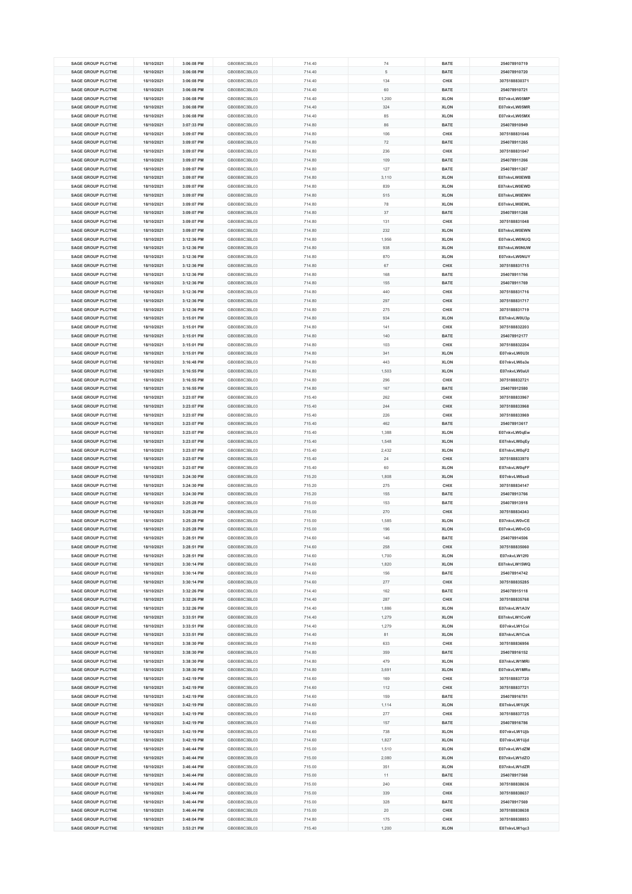| SAGE GROUP PLC/THE | 18/10/2021 | 3:06:08 PM | GB00B8C3BL03 | 714.40 | 74 | BATE | 254078910719 |
|---|---|---|---|---|---|---|---|
| SAGE GROUP PLC/THE | 18/10/2021 | 3:06:08 PM | GB00B8C3BL03 | 714.40 | 5 | BATE | 254078910720 |
| SAGE GROUP PLC/THE | 18/10/2021 | 3:06:08 PM | GB00B8C3BL03 | 714.40 | 134 | CHIX | 3075188830371 |
| SAGE GROUP PLC/THE | 18/10/2021 | 3:06:08 PM | GB00B8C3BL03 | 714.40 | 60 | BATE | 254078910721 |
| SAGE GROUP PLC/THE | 18/10/2021 | 3:06:08 PM | GB00B8C3BL03 | 714.40 | 1,200 | XLON | E07nkvLW05MP |
| SAGE GROUP PLC/THE | 18/10/2021 | 3:06:08 PM | GB00B8C3BL03 | 714.40 | 324 | XLON | E07nkvLW05MR |
| SAGE GROUP PLC/THE | 18/10/2021 | 3:06:08 PM | GB00B8C3BL03 | 714.40 | 85 | XLON | E07nkvLW05MX |
| SAGE GROUP PLC/THE | 18/10/2021 | 3:07:33 PM | GB00B8C3BL03 | 714.80 | 86 | BATE | 254078910949 |
| SAGE GROUP PLC/THE | 18/10/2021 | 3:09:07 PM | GB00B8C3BL03 | 714.80 | 106 | CHIX | 3075188831046 |
| SAGE GROUP PLC/THE | 18/10/2021 | 3:09:07 PM | GB00B8C3BL03 | 714.80 | 72 | BATE | 254078911265 |
| SAGE GROUP PLC/THE | 18/10/2021 | 3:09:07 PM | GB00B8C3BL03 | 714.80 | 236 | CHIX | 3075188831047 |
| SAGE GROUP PLC/THE | 18/10/2021 | 3:09:07 PM | GB00B8C3BL03 | 714.80 | 109 | BATE | 254078911266 |
| SAGE GROUP PLC/THE | 18/10/2021 | 3:09:07 PM | GB00B8C3BL03 | 714.80 | 127 | BATE | 254078911267 |
| SAGE GROUP PLC/THE | 18/10/2021 | 3:09:07 PM | GB00B8C3BL03 | 714.80 | 3,110 | XLON | E07nkvLW0EWB |
| SAGE GROUP PLC/THE | 18/10/2021 | 3:09:07 PM | GB00B8C3BL03 | 714.80 | 839 | XLON | E07nkvLW0EWD |
| SAGE GROUP PLC/THE | 18/10/2021 | 3:09:07 PM | GB00B8C3BL03 | 714.80 | 515 | XLON | E07nkvLW0EWH |
| SAGE GROUP PLC/THE | 18/10/2021 | 3:09:07 PM | GB00B8C3BL03 | 714.80 | 78 | XLON | E07nkvLW0EWL |
| SAGE GROUP PLC/THE | 18/10/2021 | 3:09:07 PM | GB00B8C3BL03 | 714.80 | 37 | BATE | 254078911268 |
| SAGE GROUP PLC/THE | 18/10/2021 | 3:09:07 PM | GB00B8C3BL03 | 714.80 | 131 | CHIX | 3075188831048 |
| SAGE GROUP PLC/THE | 18/10/2021 | 3:09:07 PM | GB00B8C3BL03 | 714.80 | 232 | XLON | E07nkvLW0EWN |
| SAGE GROUP PLC/THE | 18/10/2021 | 3:12:36 PM | GB00B8C3BL03 | 714.80 | 1,956 | XLON | E07nkvLW0NUQ |
| SAGE GROUP PLC/THE | 18/10/2021 | 3:12:36 PM | GB00B8C3BL03 | 714.80 | 938 | XLON | E07nkvLW0NUW |
| SAGE GROUP PLC/THE | 18/10/2021 | 3:12:36 PM | GB00B8C3BL03 | 714.80 | 870 | XLON | E07nkvLW0NUY |
| SAGE GROUP PLC/THE | 18/10/2021 | 3:12:36 PM | GB00B8C3BL03 | 714.80 | 67 | CHIX | 3075188831715 |
| SAGE GROUP PLC/THE | 18/10/2021 | 3:12:36 PM | GB00B8C3BL03 | 714.80 | 168 | BATE | 254078911766 |
| SAGE GROUP PLC/THE | 18/10/2021 | 3:12:36 PM | GB00B8C3BL03 | 714.80 | 155 | BATE | 254078911769 |
| SAGE GROUP PLC/THE | 18/10/2021 | 3:12:36 PM | GB00B8C3BL03 | 714.80 | 440 | CHIX | 3075188831716 |
| SAGE GROUP PLC/THE | 18/10/2021 | 3:12:36 PM | GB00B8C3BL03 | 714.80 | 297 | CHIX | 3075188831717 |
| SAGE GROUP PLC/THE | 18/10/2021 | 3:12:36 PM | GB00B8C3BL03 | 714.80 | 275 | CHIX | 3075188831719 |
| SAGE GROUP PLC/THE | 18/10/2021 | 3:15:01 PM | GB00B8C3BL03 | 714.80 | 934 | XLON | E07nkvLW0U3p |
| SAGE GROUP PLC/THE | 18/10/2021 | 3:15:01 PM | GB00B8C3BL03 | 714.80 | 141 | CHIX | 3075188832203 |
| SAGE GROUP PLC/THE | 18/10/2021 | 3:15:01 PM | GB00B8C3BL03 | 714.80 | 140 | BATE | 254078912177 |
| SAGE GROUP PLC/THE | 18/10/2021 | 3:15:01 PM | GB00B8C3BL03 | 714.80 | 103 | CHIX | 3075188832204 |
| SAGE GROUP PLC/THE | 18/10/2021 | 3:15:01 PM | GB00B8C3BL03 | 714.80 | 341 | XLON | E07nkvLW0U3t |
| SAGE GROUP PLC/THE | 18/10/2021 | 3:16:48 PM | GB00B8C3BL03 | 714.80 | 443 | XLON | E07nkvLW0a3e |
| SAGE GROUP PLC/THE | 18/10/2021 | 3:16:55 PM | GB00B8C3BL03 | 714.80 | 1,503 | XLON | E07nkvLW0aUl |
| SAGE GROUP PLC/THE | 18/10/2021 | 3:16:55 PM | GB00B8C3BL03 | 714.80 | 296 | CHIX | 3075188832721 |
| SAGE GROUP PLC/THE | 18/10/2021 | 3:16:55 PM | GB00B8C3BL03 | 714.80 | 167 | BATE | 254078912580 |
| SAGE GROUP PLC/THE | 18/10/2021 | 3:23:07 PM | GB00B8C3BL03 | 715.40 | 262 | CHIX | 3075188833967 |
| SAGE GROUP PLC/THE | 18/10/2021 | 3:23:07 PM | GB00B8C3BL03 | 715.40 | 244 | CHIX | 3075188833968 |
| SAGE GROUP PLC/THE | 18/10/2021 | 3:23:07 PM | GB00B8C3BL03 | 715.40 | 226 | CHIX | 3075188833969 |
| SAGE GROUP PLC/THE | 18/10/2021 | 3:23:07 PM | GB00B8C3BL03 | 715.40 | 462 | BATE | 254078913617 |
| SAGE GROUP PLC/THE | 18/10/2021 | 3:23:07 PM | GB00B8C3BL03 | 715.40 | 1,388 | XLON | E07nkvLW0qEw |
| SAGE GROUP PLC/THE | 18/10/2021 | 3:23:07 PM | GB00B8C3BL03 | 715.40 | 1,548 | XLON | E07nkvLW0qEy |
| SAGE GROUP PLC/THE | 18/10/2021 | 3:23:07 PM | GB00B8C3BL03 | 715.40 | 2,432 | XLON | E07nkvLW0qF2 |
| SAGE GROUP PLC/THE | 18/10/2021 | 3:23:07 PM | GB00B8C3BL03 | 715.40 | 24 | CHIX | 3075188833970 |
| SAGE GROUP PLC/THE | 18/10/2021 | 3:23:07 PM | GB00B8C3BL03 | 715.40 | 60 | XLON | E07nkvLW0qFF |
| SAGE GROUP PLC/THE | 18/10/2021 | 3:24:30 PM | GB00B8C3BL03 | 715.20 | 1,808 | XLON | E07nkvLW0sx0 |
| SAGE GROUP PLC/THE | 18/10/2021 | 3:24:30 PM | GB00B8C3BL03 | 715.20 | 275 | CHIX | 3075188834147 |
| SAGE GROUP PLC/THE | 18/10/2021 | 3:24:30 PM | GB00B8C3BL03 | 715.20 | 155 | BATE | 254078913766 |
| SAGE GROUP PLC/THE | 18/10/2021 | 3:25:28 PM | GB00B8C3BL03 | 715.00 | 153 | BATE | 254078913918 |
| SAGE GROUP PLC/THE | 18/10/2021 | 3:25:28 PM | GB00B8C3BL03 | 715.00 | 270 | CHIX | 3075188834343 |
| SAGE GROUP PLC/THE | 18/10/2021 | 3:25:28 PM | GB00B8C3BL03 | 715.00 | 1,585 | XLON | E07nkvLW0vCE |
| SAGE GROUP PLC/THE | 18/10/2021 | 3:25:28 PM | GB00B8C3BL03 | 715.00 | 196 | XLON | E07nkvLW0vCG |
| SAGE GROUP PLC/THE | 18/10/2021 | 3:28:51 PM | GB00B8C3BL03 | 714.60 | 146 | BATE | 254078914506 |
| SAGE GROUP PLC/THE | 18/10/2021 | 3:28:51 PM | GB00B8C3BL03 | 714.60 | 258 | CHIX | 3075188835060 |
| SAGE GROUP PLC/THE | 18/10/2021 | 3:28:51 PM | GB00B8C3BL03 | 714.60 | 1,700 | XLON | E07nkvLW12f0 |
| SAGE GROUP PLC/THE | 18/10/2021 | 3:30:14 PM | GB00B8C3BL03 | 714.60 | 1,820 | XLON | E07nkvLW15WQ |
| SAGE GROUP PLC/THE | 18/10/2021 | 3:30:14 PM | GB00B8C3BL03 | 714.60 | 156 | BATE | 254078914742 |
| SAGE GROUP PLC/THE | 18/10/2021 | 3:30:14 PM | GB00B8C3BL03 | 714.60 | 277 | CHIX | 3075188835285 |
| SAGE GROUP PLC/THE | 18/10/2021 | 3:32:26 PM | GB00B8C3BL03 | 714.40 | 162 | BATE | 254078915118 |
| SAGE GROUP PLC/THE | 18/10/2021 | 3:32:26 PM | GB00B8C3BL03 | 714.40 | 287 | CHIX | 3075188835768 |
| SAGE GROUP PLC/THE | 18/10/2021 | 3:32:26 PM | GB00B8C3BL03 | 714.40 | 1,886 | XLON | E07nkvLW1A3V |
| SAGE GROUP PLC/THE | 18/10/2021 | 3:33:51 PM | GB00B8C3BL03 | 714.40 | 1,279 | XLON | E07nkvLW1CoW |
| SAGE GROUP PLC/THE | 18/10/2021 | 3:33:51 PM | GB00B8C3BL03 | 714.40 | 1,279 | XLON | E07nkvLW1Coi |
| SAGE GROUP PLC/THE | 18/10/2021 | 3:33:51 PM | GB00B8C3BL03 | 714.40 | 81 | XLON | E07nkvLW1Cok |
| SAGE GROUP PLC/THE | 18/10/2021 | 3:38:30 PM | GB00B8C3BL03 | 714.80 | 633 | CHIX | 3075188836956 |
| SAGE GROUP PLC/THE | 18/10/2021 | 3:38:30 PM | GB00B8C3BL03 | 714.80 | 359 | BATE | 254078916152 |
| SAGE GROUP PLC/THE | 18/10/2021 | 3:38:30 PM | GB00B8C3BL03 | 714.80 | 479 | XLON | E07nkvLW1MRi |
| SAGE GROUP PLC/THE | 18/10/2021 | 3:38:30 PM | GB00B8C3BL03 | 714.80 | 3,691 | XLON | E07nkvLW1MRo |
| SAGE GROUP PLC/THE | 18/10/2021 | 3:42:19 PM | GB00B8C3BL03 | 714.60 | 169 | CHIX | 3075188837720 |
| SAGE GROUP PLC/THE | 18/10/2021 | 3:42:19 PM | GB00B8C3BL03 | 714.60 | 112 | CHIX | 3075188837721 |
| SAGE GROUP PLC/THE | 18/10/2021 | 3:42:19 PM | GB00B8C3BL03 | 714.60 | 159 | BATE | 254078916781 |
| SAGE GROUP PLC/THE | 18/10/2021 | 3:42:19 PM | GB00B8C3BL03 | 714.60 | 1,114 | XLON | E07nkvLW1UjK |
| SAGE GROUP PLC/THE | 18/10/2021 | 3:42:19 PM | GB00B8C3BL03 | 714.60 | 277 | CHIX | 3075188837725 |
| SAGE GROUP PLC/THE | 18/10/2021 | 3:42:19 PM | GB00B8C3BL03 | 714.60 | 157 | BATE | 254078916786 |
| SAGE GROUP PLC/THE | 18/10/2021 | 3:42:19 PM | GB00B8C3BL03 | 714.60 | 738 | XLON | E07nkvLW1Ujb |
| SAGE GROUP PLC/THE | 18/10/2021 | 3:42:19 PM | GB00B8C3BL03 | 714.60 | 1,827 | XLON | E07nkvLW1Ujd |
| SAGE GROUP PLC/THE | 18/10/2021 | 3:46:44 PM | GB00B8C3BL03 | 715.00 | 1,510 | XLON | E07nkvLW1dZM |
| SAGE GROUP PLC/THE | 18/10/2021 | 3:46:44 PM | GB00B8C3BL03 | 715.00 | 2,080 | XLON | E07nkvLW1dZO |
| SAGE GROUP PLC/THE | 18/10/2021 | 3:46:44 PM | GB00B8C3BL03 | 715.00 | 351 | XLON | E07nkvLW1dZR |
| SAGE GROUP PLC/THE | 18/10/2021 | 3:46:44 PM | GB00B8C3BL03 | 715.00 | 11 | BATE | 254078917568 |
| SAGE GROUP PLC/THE | 18/10/2021 | 3:46:44 PM | GB00B8C3BL03 | 715.00 | 240 | CHIX | 3075188838636 |
| SAGE GROUP PLC/THE | 18/10/2021 | 3:46:44 PM | GB00B8C3BL03 | 715.00 | 339 | CHIX | 3075188838637 |
| SAGE GROUP PLC/THE | 18/10/2021 | 3:46:44 PM | GB00B8C3BL03 | 715.00 | 328 | BATE | 254078917569 |
| SAGE GROUP PLC/THE | 18/10/2021 | 3:46:44 PM | GB00B8C3BL03 | 715.00 | 20 | CHIX | 3075188838638 |
| SAGE GROUP PLC/THE | 18/10/2021 | 3:48:04 PM | GB00B8C3BL03 | 714.80 | 175 | CHIX | 3075188838853 |
| SAGE GROUP PLC/THE | 18/10/2021 | 3:53:21 PM | GB00B8C3BL03 | 715.40 | 1,200 | XLON | E07nkvLW1qc3 |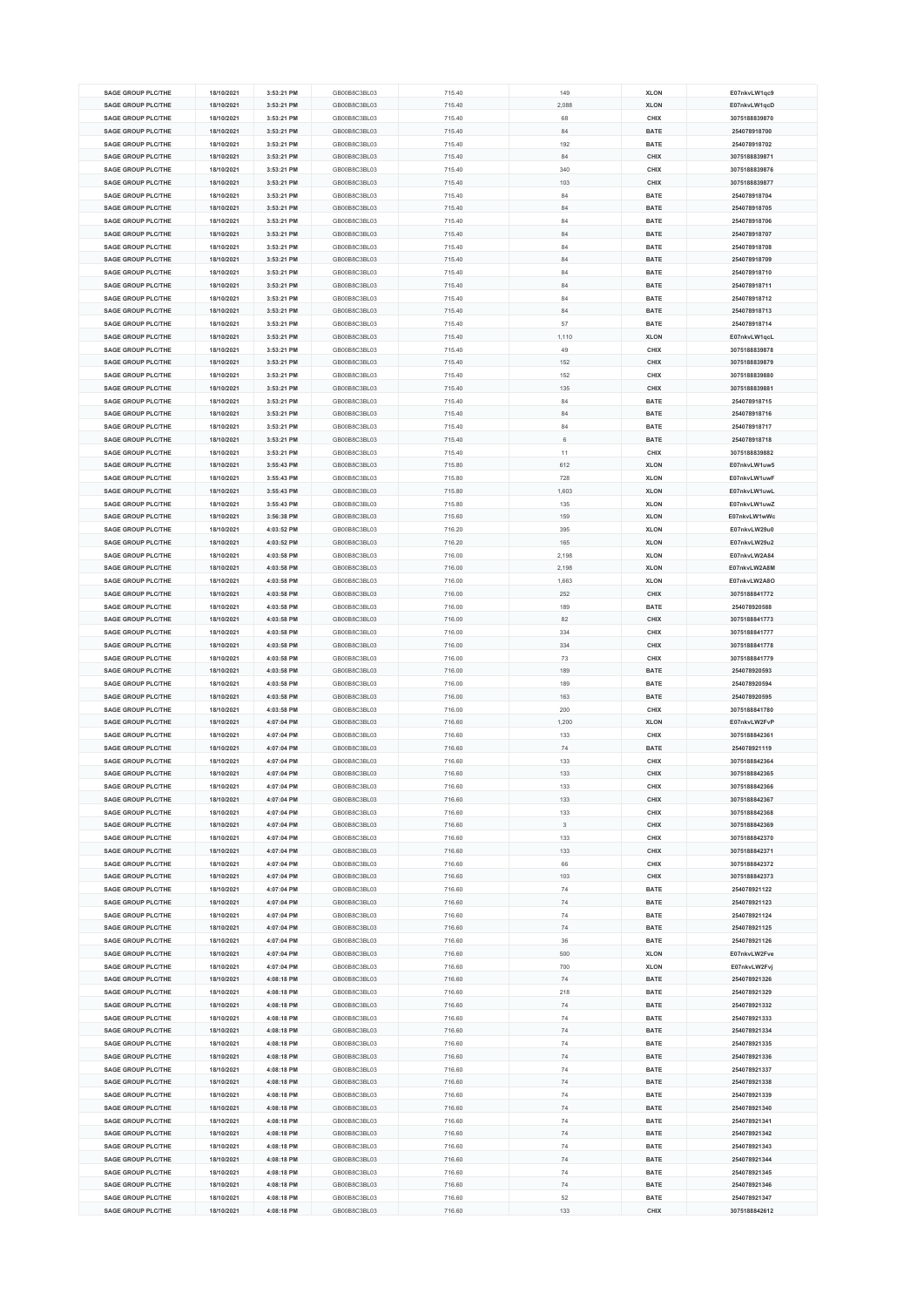| SAGE GROUP PLC/THE | 18/10/2021 | 3:53:21 PM | GB00B8C3BL03 | 715.40 | 149 | XLON | E07nkvLW1qc9 |
|---|---|---|---|---|---|---|---|
| SAGE GROUP PLC/THE | 18/10/2021 | 3:53:21 PM | GB00B8C3BL03 | 715.40 | 2,088 | XLON | E07nkvLW1qcD |
| SAGE GROUP PLC/THE | 18/10/2021 | 3:53:21 PM | GB00B8C3BL03 | 715.40 | 68 | CHIX | 3075188839870 |
| SAGE GROUP PLC/THE | 18/10/2021 | 3:53:21 PM | GB00B8C3BL03 | 715.40 | 84 | BATE | 254078918700 |
| SAGE GROUP PLC/THE | 18/10/2021 | 3:53:21 PM | GB00B8C3BL03 | 715.40 | 192 | BATE | 254078918702 |
| SAGE GROUP PLC/THE | 18/10/2021 | 3:53:21 PM | GB00B8C3BL03 | 715.40 | 84 | CHIX | 3075188839871 |
| SAGE GROUP PLC/THE | 18/10/2021 | 3:53:21 PM | GB00B8C3BL03 | 715.40 | 340 | CHIX | 3075188839876 |
| SAGE GROUP PLC/THE | 18/10/2021 | 3:53:21 PM | GB00B8C3BL03 | 715.40 | 103 | CHIX | 3075188839877 |
| SAGE GROUP PLC/THE | 18/10/2021 | 3:53:21 PM | GB00B8C3BL03 | 715.40 | 84 | BATE | 254078918704 |
| SAGE GROUP PLC/THE | 18/10/2021 | 3:53:21 PM | GB00B8C3BL03 | 715.40 | 84 | BATE | 254078918705 |
| SAGE GROUP PLC/THE | 18/10/2021 | 3:53:21 PM | GB00B8C3BL03 | 715.40 | 84 | BATE | 254078918706 |
| SAGE GROUP PLC/THE | 18/10/2021 | 3:53:21 PM | GB00B8C3BL03 | 715.40 | 84 | BATE | 254078918707 |
| SAGE GROUP PLC/THE | 18/10/2021 | 3:53:21 PM | GB00B8C3BL03 | 715.40 | 84 | BATE | 254078918708 |
| SAGE GROUP PLC/THE | 18/10/2021 | 3:53:21 PM | GB00B8C3BL03 | 715.40 | 84 | BATE | 254078918709 |
| SAGE GROUP PLC/THE | 18/10/2021 | 3:53:21 PM | GB00B8C3BL03 | 715.40 | 84 | BATE | 254078918710 |
| SAGE GROUP PLC/THE | 18/10/2021 | 3:53:21 PM | GB00B8C3BL03 | 715.40 | 84 | BATE | 254078918711 |
| SAGE GROUP PLC/THE | 18/10/2021 | 3:53:21 PM | GB00B8C3BL03 | 715.40 | 84 | BATE | 254078918712 |
| SAGE GROUP PLC/THE | 18/10/2021 | 3:53:21 PM | GB00B8C3BL03 | 715.40 | 84 | BATE | 254078918713 |
| SAGE GROUP PLC/THE | 18/10/2021 | 3:53:21 PM | GB00B8C3BL03 | 715.40 | 57 | BATE | 254078918714 |
| SAGE GROUP PLC/THE | 18/10/2021 | 3:53:21 PM | GB00B8C3BL03 | 715.40 | 1,110 | XLON | E07nkvLW1qcL |
| SAGE GROUP PLC/THE | 18/10/2021 | 3:53:21 PM | GB00B8C3BL03 | 715.40 | 49 | CHIX | 3075188839878 |
| SAGE GROUP PLC/THE | 18/10/2021 | 3:53:21 PM | GB00B8C3BL03 | 715.40 | 152 | CHIX | 3075188839879 |
| SAGE GROUP PLC/THE | 18/10/2021 | 3:53:21 PM | GB00B8C3BL03 | 715.40 | 152 | CHIX | 3075188839880 |
| SAGE GROUP PLC/THE | 18/10/2021 | 3:53:21 PM | GB00B8C3BL03 | 715.40 | 135 | CHIX | 3075188839881 |
| SAGE GROUP PLC/THE | 18/10/2021 | 3:53:21 PM | GB00B8C3BL03 | 715.40 | 84 | BATE | 254078918715 |
| SAGE GROUP PLC/THE | 18/10/2021 | 3:53:21 PM | GB00B8C3BL03 | 715.40 | 84 | BATE | 254078918716 |
| SAGE GROUP PLC/THE | 18/10/2021 | 3:53:21 PM | GB00B8C3BL03 | 715.40 | 84 | BATE | 254078918717 |
| SAGE GROUP PLC/THE | 18/10/2021 | 3:53:21 PM | GB00B8C3BL03 | 715.40 | 6 | BATE | 254078918718 |
| SAGE GROUP PLC/THE | 18/10/2021 | 3:53:21 PM | GB00B8C3BL03 | 715.40 | 11 | CHIX | 3075188839882 |
| SAGE GROUP PLC/THE | 18/10/2021 | 3:55:43 PM | GB00B8C3BL03 | 715.80 | 612 | XLON | E07nkvLW1uw5 |
| SAGE GROUP PLC/THE | 18/10/2021 | 3:55:43 PM | GB00B8C3BL03 | 715.80 | 728 | XLON | E07nkvLW1uwF |
| SAGE GROUP PLC/THE | 18/10/2021 | 3:55:43 PM | GB00B8C3BL03 | 715.80 | 1,603 | XLON | E07nkvLW1uwL |
| SAGE GROUP PLC/THE | 18/10/2021 | 3:55:43 PM | GB00B8C3BL03 | 715.80 | 135 | XLON | E07nkvLW1uwZ |
| SAGE GROUP PLC/THE | 18/10/2021 | 3:56:38 PM | GB00B8C3BL03 | 715.60 | 159 | XLON | E07nkvLW1wWc |
| SAGE GROUP PLC/THE | 18/10/2021 | 4:03:52 PM | GB00B8C3BL03 | 716.20 | 395 | XLON | E07nkvLW29u0 |
| SAGE GROUP PLC/THE | 18/10/2021 | 4:03:52 PM | GB00B8C3BL03 | 716.20 | 165 | XLON | E07nkvLW29u2 |
| SAGE GROUP PLC/THE | 18/10/2021 | 4:03:58 PM | GB00B8C3BL03 | 716.00 | 2,198 | XLON | E07nkvLW2A84 |
| SAGE GROUP PLC/THE | 18/10/2021 | 4:03:58 PM | GB00B8C3BL03 | 716.00 | 2,198 | XLON | E07nkvLW2A8M |
| SAGE GROUP PLC/THE | 18/10/2021 | 4:03:58 PM | GB00B8C3BL03 | 716.00 | 1,663 | XLON | E07nkvLW2A8O |
| SAGE GROUP PLC/THE | 18/10/2021 | 4:03:58 PM | GB00B8C3BL03 | 716.00 | 252 | CHIX | 3075188841772 |
| SAGE GROUP PLC/THE | 18/10/2021 | 4:03:58 PM | GB00B8C3BL03 | 716.00 | 189 | BATE | 254078920588 |
| SAGE GROUP PLC/THE | 18/10/2021 | 4:03:58 PM | GB00B8C3BL03 | 716.00 | 82 | CHIX | 3075188841773 |
| SAGE GROUP PLC/THE | 18/10/2021 | 4:03:58 PM | GB00B8C3BL03 | 716.00 | 334 | CHIX | 3075188841777 |
| SAGE GROUP PLC/THE | 18/10/2021 | 4:03:58 PM | GB00B8C3BL03 | 716.00 | 334 | CHIX | 3075188841778 |
| SAGE GROUP PLC/THE | 18/10/2021 | 4:03:58 PM | GB00B8C3BL03 | 716.00 | 73 | CHIX | 3075188841779 |
| SAGE GROUP PLC/THE | 18/10/2021 | 4:03:58 PM | GB00B8C3BL03 | 716.00 | 189 | BATE | 254078920593 |
| SAGE GROUP PLC/THE | 18/10/2021 | 4:03:58 PM | GB00B8C3BL03 | 716.00 | 189 | BATE | 254078920594 |
| SAGE GROUP PLC/THE | 18/10/2021 | 4:03:58 PM | GB00B8C3BL03 | 716.00 | 163 | BATE | 254078920595 |
| SAGE GROUP PLC/THE | 18/10/2021 | 4:03:58 PM | GB00B8C3BL03 | 716.00 | 200 | CHIX | 3075188841780 |
| SAGE GROUP PLC/THE | 18/10/2021 | 4:07:04 PM | GB00B8C3BL03 | 716.60 | 1,200 | XLON | E07nkvLW2FvP |
| SAGE GROUP PLC/THE | 18/10/2021 | 4:07:04 PM | GB00B8C3BL03 | 716.60 | 133 | CHIX | 3075188842361 |
| SAGE GROUP PLC/THE | 18/10/2021 | 4:07:04 PM | GB00B8C3BL03 | 716.60 | 74 | BATE | 254078921119 |
| SAGE GROUP PLC/THE | 18/10/2021 | 4:07:04 PM | GB00B8C3BL03 | 716.60 | 133 | CHIX | 3075188842364 |
| SAGE GROUP PLC/THE | 18/10/2021 | 4:07:04 PM | GB00B8C3BL03 | 716.60 | 133 | CHIX | 3075188842365 |
| SAGE GROUP PLC/THE | 18/10/2021 | 4:07:04 PM | GB00B8C3BL03 | 716.60 | 133 | CHIX | 3075188842366 |
| SAGE GROUP PLC/THE | 18/10/2021 | 4:07:04 PM | GB00B8C3BL03 | 716.60 | 133 | CHIX | 3075188842367 |
| SAGE GROUP PLC/THE | 18/10/2021 | 4:07:04 PM | GB00B8C3BL03 | 716.60 | 133 | CHIX | 3075188842368 |
| SAGE GROUP PLC/THE | 18/10/2021 | 4:07:04 PM | GB00B8C3BL03 | 716.60 | 3 | CHIX | 3075188842369 |
| SAGE GROUP PLC/THE | 18/10/2021 | 4:07:04 PM | GB00B8C3BL03 | 716.60 | 133 | CHIX | 3075188842370 |
| SAGE GROUP PLC/THE | 18/10/2021 | 4:07:04 PM | GB00B8C3BL03 | 716.60 | 133 | CHIX | 3075188842371 |
| SAGE GROUP PLC/THE | 18/10/2021 | 4:07:04 PM | GB00B8C3BL03 | 716.60 | 66 | CHIX | 3075188842372 |
| SAGE GROUP PLC/THE | 18/10/2021 | 4:07:04 PM | GB00B8C3BL03 | 716.60 | 103 | CHIX | 3075188842373 |
| SAGE GROUP PLC/THE | 18/10/2021 | 4:07:04 PM | GB00B8C3BL03 | 716.60 | 74 | BATE | 254078921122 |
| SAGE GROUP PLC/THE | 18/10/2021 | 4:07:04 PM | GB00B8C3BL03 | 716.60 | 74 | BATE | 254078921123 |
| SAGE GROUP PLC/THE | 18/10/2021 | 4:07:04 PM | GB00B8C3BL03 | 716.60 | 74 | BATE | 254078921124 |
| SAGE GROUP PLC/THE | 18/10/2021 | 4:07:04 PM | GB00B8C3BL03 | 716.60 | 74 | BATE | 254078921125 |
| SAGE GROUP PLC/THE | 18/10/2021 | 4:07:04 PM | GB00B8C3BL03 | 716.60 | 36 | BATE | 254078921126 |
| SAGE GROUP PLC/THE | 18/10/2021 | 4:07:04 PM | GB00B8C3BL03 | 716.60 | 500 | XLON | E07nkvLW2Fve |
| SAGE GROUP PLC/THE | 18/10/2021 | 4:07:04 PM | GB00B8C3BL03 | 716.60 | 700 | XLON | E07nkvLW2Fvj |
| SAGE GROUP PLC/THE | 18/10/2021 | 4:08:18 PM | GB00B8C3BL03 | 716.60 | 74 | BATE | 254078921326 |
| SAGE GROUP PLC/THE | 18/10/2021 | 4:08:18 PM | GB00B8C3BL03 | 716.60 | 218 | BATE | 254078921329 |
| SAGE GROUP PLC/THE | 18/10/2021 | 4:08:18 PM | GB00B8C3BL03 | 716.60 | 74 | BATE | 254078921332 |
| SAGE GROUP PLC/THE | 18/10/2021 | 4:08:18 PM | GB00B8C3BL03 | 716.60 | 74 | BATE | 254078921333 |
| SAGE GROUP PLC/THE | 18/10/2021 | 4:08:18 PM | GB00B8C3BL03 | 716.60 | 74 | BATE | 254078921334 |
| SAGE GROUP PLC/THE | 18/10/2021 | 4:08:18 PM | GB00B8C3BL03 | 716.60 | 74 | BATE | 254078921335 |
| SAGE GROUP PLC/THE | 18/10/2021 | 4:08:18 PM | GB00B8C3BL03 | 716.60 | 74 | BATE | 254078921336 |
| SAGE GROUP PLC/THE | 18/10/2021 | 4:08:18 PM | GB00B8C3BL03 | 716.60 | 74 | BATE | 254078921337 |
| SAGE GROUP PLC/THE | 18/10/2021 | 4:08:18 PM | GB00B8C3BL03 | 716.60 | 74 | BATE | 254078921338 |
| SAGE GROUP PLC/THE | 18/10/2021 | 4:08:18 PM | GB00B8C3BL03 | 716.60 | 74 | BATE | 254078921339 |
| SAGE GROUP PLC/THE | 18/10/2021 | 4:08:18 PM | GB00B8C3BL03 | 716.60 | 74 | BATE | 254078921340 |
| SAGE GROUP PLC/THE | 18/10/2021 | 4:08:18 PM | GB00B8C3BL03 | 716.60 | 74 | BATE | 254078921341 |
| SAGE GROUP PLC/THE | 18/10/2021 | 4:08:18 PM | GB00B8C3BL03 | 716.60 | 74 | BATE | 254078921342 |
| SAGE GROUP PLC/THE | 18/10/2021 | 4:08:18 PM | GB00B8C3BL03 | 716.60 | 74 | BATE | 254078921343 |
| SAGE GROUP PLC/THE | 18/10/2021 | 4:08:18 PM | GB00B8C3BL03 | 716.60 | 74 | BATE | 254078921344 |
| SAGE GROUP PLC/THE | 18/10/2021 | 4:08:18 PM | GB00B8C3BL03 | 716.60 | 74 | BATE | 254078921345 |
| SAGE GROUP PLC/THE | 18/10/2021 | 4:08:18 PM | GB00B8C3BL03 | 716.60 | 74 | BATE | 254078921346 |
| SAGE GROUP PLC/THE | 18/10/2021 | 4:08:18 PM | GB00B8C3BL03 | 716.60 | 52 | BATE | 254078921347 |
| SAGE GROUP PLC/THE | 18/10/2021 | 4:08:18 PM | GB00B8C3BL03 | 716.60 | 133 | CHIX | 3075188842612 |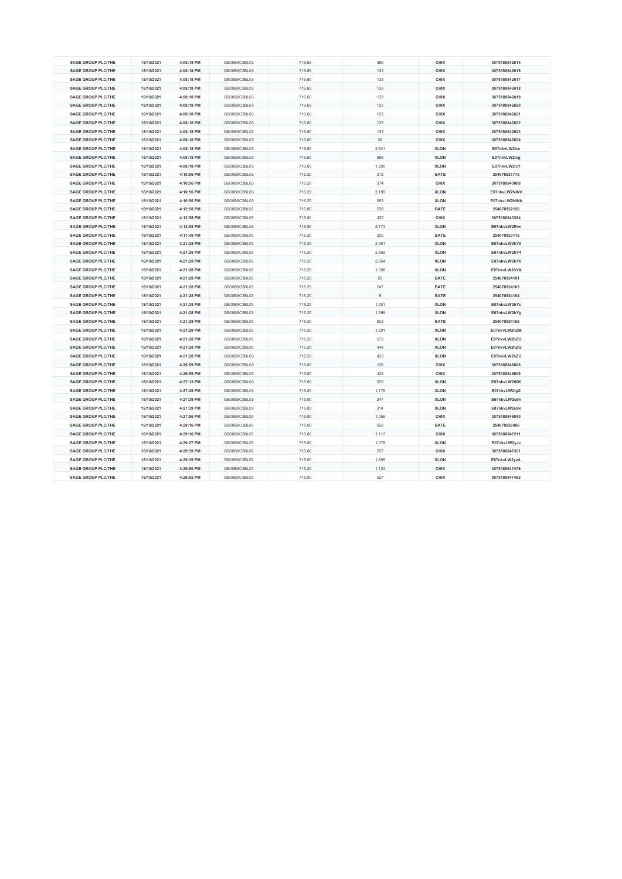| | | | | | | | |
|---|---|---|---|---|---|---|---|
| SAGE GROUP PLC/THE | 18/10/2021 | 4:08:18 PM | GB00B8C3BL03 | 716.60 | 386 | CHIX | 3075188842614 |
| SAGE GROUP PLC/THE | 18/10/2021 | 4:08:18 PM | GB00B8C3BL03 | 716.60 | 133 | CHIX | 3075188842616 |
| SAGE GROUP PLC/THE | 18/10/2021 | 4:08:18 PM | GB00B8C3BL03 | 716.60 | 133 | CHIX | 3075188842617 |
| SAGE GROUP PLC/THE | 18/10/2021 | 4:08:18 PM | GB00B8C3BL03 | 716.60 | 133 | CHIX | 3075188842618 |
| SAGE GROUP PLC/THE | 18/10/2021 | 4:08:18 PM | GB00B8C3BL03 | 716.60 | 133 | CHIX | 3075188842619 |
| SAGE GROUP PLC/THE | 18/10/2021 | 4:08:18 PM | GB00B8C3BL03 | 716.60 | 133 | CHIX | 3075188842620 |
| SAGE GROUP PLC/THE | 18/10/2021 | 4:08:18 PM | GB00B8C3BL03 | 716.60 | 133 | CHIX | 3075188842621 |
| SAGE GROUP PLC/THE | 18/10/2021 | 4:08:18 PM | GB00B8C3BL03 | 716.60 | 133 | CHIX | 3075188842622 |
| SAGE GROUP PLC/THE | 18/10/2021 | 4:08:18 PM | GB00B8C3BL03 | 716.60 | 133 | CHIX | 3075188842623 |
| SAGE GROUP PLC/THE | 18/10/2021 | 4:08:18 PM | GB00B8C3BL03 | 716.60 | 39 | CHIX | 3075188842624 |
| SAGE GROUP PLC/THE | 18/10/2021 | 4:08:18 PM | GB00B8C3BL03 | 716.60 | 2,541 | XLON | E07nkvLW2Icc |
| SAGE GROUP PLC/THE | 18/10/2021 | 4:08:18 PM | GB00B8C3BL03 | 716.60 | 986 | XLON | E07nkvLW2Icg |
| SAGE GROUP PLC/THE | 18/10/2021 | 4:08:18 PM | GB00B8C3BL03 | 716.60 | 1,200 | XLON | E07nkvLW2IcY |
| SAGE GROUP PLC/THE | 18/10/2021 | 4:10:56 PM | GB00B8C3BL03 | 716.20 | 212 | BATE | 254078921775 |
| SAGE GROUP PLC/THE | 18/10/2021 | 4:10:56 PM | GB00B8C3BL03 | 716.20 | 374 | CHIX | 3075188843068 |
| SAGE GROUP PLC/THE | 18/10/2021 | 4:10:56 PM | GB00B8C3BL03 | 716.20 | 2,199 | XLON | E07nkvLW2NWV |
| SAGE GROUP PLC/THE | 18/10/2021 | 4:10:56 PM | GB00B8C3BL03 | 716.20 | 263 | XLON | E07nkvLW2NWb |
| SAGE GROUP PLC/THE | 18/10/2021 | 4:12:58 PM | GB00B8C3BL03 | 715.80 | 238 | BATE | 254078922126 |
| SAGE GROUP PLC/THE | 18/10/2021 | 4:12:58 PM | GB00B8C3BL03 | 715.80 | 422 | CHIX | 3075188843364 |
| SAGE GROUP PLC/THE | 18/10/2021 | 4:12:58 PM | GB00B8C3BL03 | 715.80 | 2,773 | XLON | E07nkvLW2Rvn |
| SAGE GROUP PLC/THE | 18/10/2021 | 4:17:48 PM | GB00B8C3BL03 | 715.20 | 225 | BATE | 254078923112 |
| SAGE GROUP PLC/THE | 18/10/2021 | 4:21:28 PM | GB00B8C3BL03 | 715.20 | 2,951 | XLON | E07nkvLW2hY0 |
| SAGE GROUP PLC/THE | 18/10/2021 | 4:21:28 PM | GB00B8C3BL03 | 715.20 | 2,869 | XLON | E07nkvLW2hY4 |
| SAGE GROUP PLC/THE | 18/10/2021 | 4:21:28 PM | GB00B8C3BL03 | 715.20 | 2,654 | XLON | E07nkvLW2hY6 |
| SAGE GROUP PLC/THE | 18/10/2021 | 4:21:28 PM | GB00B8C3BL03 | 715.20 | 1,398 | XLON | E07nkvLW2hYA |
| SAGE GROUP PLC/THE | 18/10/2021 | 4:21:28 PM | GB00B8C3BL03 | 715.20 | 29 | BATE | 254078924101 |
| SAGE GROUP PLC/THE | 18/10/2021 | 4:21:28 PM | GB00B8C3BL03 | 715.20 | 247 | BATE | 254078924103 |
| SAGE GROUP PLC/THE | 18/10/2021 | 4:21:28 PM | GB00B8C3BL03 | 715.20 | 9 | BATE | 254078924104 |
| SAGE GROUP PLC/THE | 18/10/2021 | 4:21:28 PM | GB00B8C3BL03 | 715.20 | 1,201 | XLON | E07nkvLW2hYc |
| SAGE GROUP PLC/THE | 18/10/2021 | 4:21:28 PM | GB00B8C3BL03 | 715.20 | 1,398 | XLON | E07nkvLW2hYg |
| SAGE GROUP PLC/THE | 18/10/2021 | 4:21:28 PM | GB00B8C3BL03 | 715.20 | 622 | BATE | 254078924106 |
| SAGE GROUP PLC/THE | 18/10/2021 | 4:21:28 PM | GB00B8C3BL03 | 715.20 | 1,201 | XLON | E07nkvLW2hZM |
| SAGE GROUP PLC/THE | 18/10/2021 | 4:21:28 PM | GB00B8C3BL03 | 715.20 | 573 | XLON | E07nkvLW2hZO |
| SAGE GROUP PLC/THE | 18/10/2021 | 4:21:28 PM | GB00B8C3BL03 | 715.20 | 448 | XLON | E07nkvLW2hZQ |
| SAGE GROUP PLC/THE | 18/10/2021 | 4:21:28 PM | GB00B8C3BL03 | 715.20 | 435 | XLON | E07nkvLW2hZU |
| SAGE GROUP PLC/THE | 18/10/2021 | 4:26:59 PM | GB00B8C3BL03 | 715.00 | 136 | CHIX | 3075188846608 |
| SAGE GROUP PLC/THE | 18/10/2021 | 4:26:59 PM | GB00B8C3BL03 | 715.00 | 422 | CHIX | 3075188846609 |
| SAGE GROUP PLC/THE | 18/10/2021 | 4:27:13 PM | GB00B8C3BL03 | 715.00 | 525 | XLON | E07nkvLW2tKK |
| SAGE GROUP PLC/THE | 18/10/2021 | 4:27:26 PM | GB00B8C3BL03 | 715.00 | 1,176 | XLON | E07nkvLW2tgX |
| SAGE GROUP PLC/THE | 18/10/2021 | 4:27:39 PM | GB00B8C3BL03 | 715.00 | 247 | XLON | E07nkvLW2u9h |
| SAGE GROUP PLC/THE | 18/10/2021 | 4:27:39 PM | GB00B8C3BL03 | 715.00 | 314 | XLON | E07nkvLW2u9k |
| SAGE GROUP PLC/THE | 18/10/2021 | 4:27:56 PM | GB00B8C3BL03 | 715.00 | 1,056 | CHIX | 3075188846840 |
| SAGE GROUP PLC/THE | 18/10/2021 | 4:29:16 PM | GB00B8C3BL03 | 715.00 | 632 | BATE | 254078926066 |
| SAGE GROUP PLC/THE | 18/10/2021 | 4:29:16 PM | GB00B8C3BL03 | 715.00 | 1,117 | CHIX | 3075188847211 |
| SAGE GROUP PLC/THE | 18/10/2021 | 4:29:27 PM | GB00B8C3BL03 | 715.00 | 1,078 | XLON | E07nkvLW2yJv |
| SAGE GROUP PLC/THE | 18/10/2021 | 4:29:39 PM | GB00B8C3BL03 | 715.00 | 257 | CHIX | 3075188847351 |
| SAGE GROUP PLC/THE | 18/10/2021 | 4:29:39 PM | GB00B8C3BL03 | 715.00 | 1,699 | XLON | E07nkvLW2ywL |
| SAGE GROUP PLC/THE | 18/10/2021 | 4:29:50 PM | GB00B8C3BL03 | 715.20 | 1,124 | CHIX | 3075188847476 |
| SAGE GROUP PLC/THE | 18/10/2021 | 4:29:52 PM | GB00B8C3BL03 | 715.00 | 527 | CHIX | 3075188847492 |